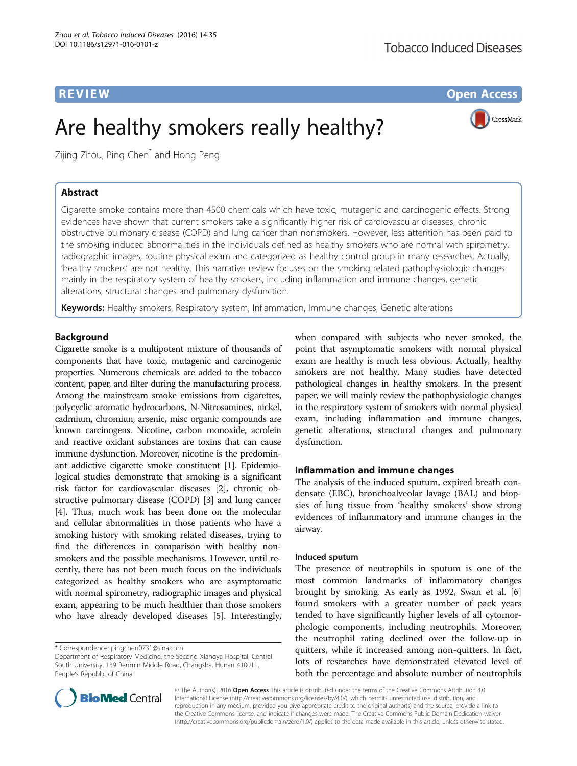**REVIEW** **Open Access**

# Are healthy smokers really healthy?

Zijing Zhou, Ping Chen* and Hong Peng

## Abstract

Cigarette smoke contains more than 4500 chemicals which have toxic, mutagenic and carcinogenic effects. Strong evidences have shown that current smokers take a significantly higher risk of cardiovascular diseases, chronic obstructive pulmonary disease (COPD) and lung cancer than nonsmokers. However, less attention has been paid to the smoking induced abnormalities in the individuals defined as healthy smokers who are normal with spirometry, radiographic images, routine physical exam and categorized as healthy control group in many researches. Actually, 'healthy smokers' are not healthy. This narrative review focuses on the smoking related pathophysiologic changes mainly in the respiratory system of healthy smokers, including inflammation and immune changes, genetic alterations, structural changes and pulmonary dysfunction.

**Keywords:** Healthy smokers, Respiratory system, Inflammation, Immune changes, Genetic alterations

## Background

Cigarette smoke is a multipotent mixture of thousands of components that have toxic, mutagenic and carcinogenic properties. Numerous chemicals are added to the tobacco content, paper, and filter during the manufacturing process. Among the mainstream smoke emissions from cigarettes, polycyclic aromatic hydrocarbons, N-Nitrosamines, nickel, cadmium, chromiun, arsenic, misc organic compounds are known carcinogens. Nicotine, carbon monoxide, acrolein and reactive oxidant substances are toxins that can cause immune dysfunction. Moreover, nicotine is the predominant addictive cigarette smoke constituent [1]. Epidemiological studies demonstrate that smoking is a significant risk factor for cardiovascular diseases [2], chronic obstructive pulmonary disease (COPD) [3] and lung cancer [4]. Thus, much work has been done on the molecular and cellular abnormalities in those patients who have a smoking history with smoking related diseases, trying to find the differences in comparison with healthy nonsmokers and the possible mechanisms. However, until recently, there has not been much focus on the individuals categorized as healthy smokers who are asymptomatic with normal spirometry, radiographic images and physical exam, appearing to be much healthier than those smokers who have already developed diseases [5]. Interestingly, when compared with subjects who never smoked, the point that asymptomatic smokers with normal physical exam are healthy is much less obvious. Actually, healthy smokers are not healthy. Many studies have detected pathological changes in healthy smokers. In the present paper, we will mainly review the pathophysiologic changes in the respiratory system of smokers with normal physical exam, including inflammation and immune changes, genetic alterations, structural changes and pulmonary dysfunction.

## Inflammation and immune changes

The analysis of the induced sputum, expired breath condensate (EBC), bronchoalveolar lavage (BAL) and biopsies of lung tissue from 'healthy smokers' show strong evidences of inflammatory and immune changes in the airway.

### Induced sputum

The presence of neutrophils in sputum is one of the most common landmarks of inflammatory changes brought by smoking. As early as 1992, Swan et al. [6] found smokers with a greater number of pack years tended to have significantly higher levels of all cytomorphologic components, including neutrophils. Moreover, the neutrophil rating declined over the follow-up in quitters, while it increased among non-quitters. In fact, lots of researches have demonstrated elevated level of both the percentage and absolute number of neutrophils

* Correspondence: pingchen0731@sina.com
Department of Respiratory Medicine, the Second Xiangya Hospital, Central South University, 139 Renmin Middle Road, Changsha, Hunan 410011, People's Republic of China

© The Author(s). 2016 **Open Access** This article is distributed under the terms of the Creative Commons Attribution 4.0 International License (http://creativecommons.org/licenses/by/4.0/), which permits unrestricted use, distribution, and reproduction in any medium, provided you give appropriate credit to the original author(s) and the source, provide a link to the Creative Commons license, and indicate if changes were made. The Creative Commons Public Domain Dedication waiver (http://creativecommons.org/publicdomain/zero/1.0/) applies to the data made available in this article, unless otherwise stated.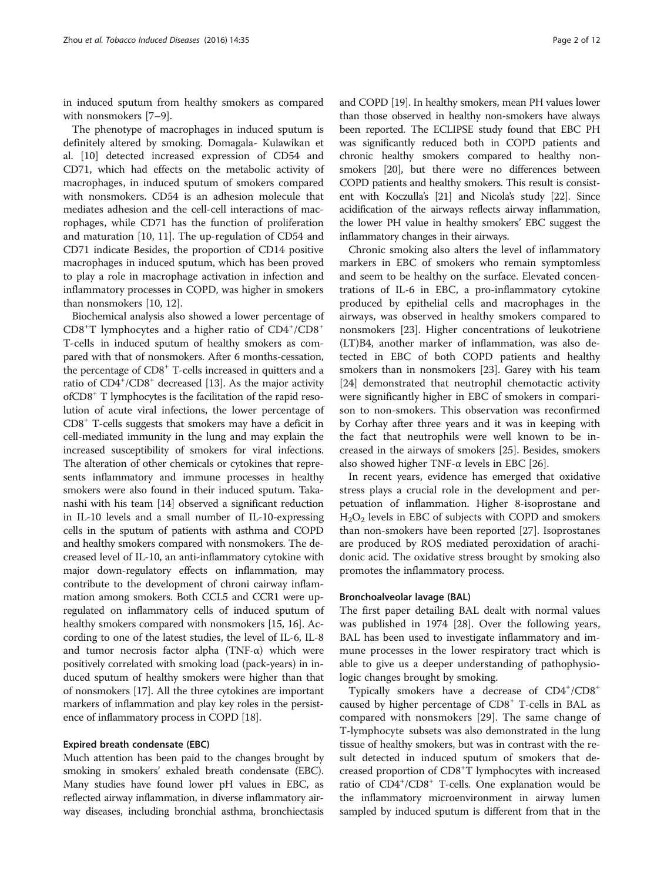in induced sputum from healthy smokers as compared with nonsmokers [7–9].

The phenotype of macrophages in induced sputum is definitely altered by smoking. Domagala- Kulawikan et al. [10] detected increased expression of CD54 and CD71, which had effects on the metabolic activity of macrophages, in induced sputum of smokers compared with nonsmokers. CD54 is an adhesion molecule that mediates adhesion and the cell-cell interactions of macrophages, while CD71 has the function of proliferation and maturation [10, 11]. The up-regulation of CD54 and CD71 indicate Besides, the proportion of CD14 positive macrophages in induced sputum, which has been proved to play a role in macrophage activation in infection and inflammatory processes in COPD, was higher in smokers than nonsmokers [10, 12].

Biochemical analysis also showed a lower percentage of $CD8^{+}$T lymphocytes and a higher ratio of $CD4^{+}/CD8^{+}$ T-cells in induced sputum of healthy smokers as compared with that of nonsmokers. After 6 months-cessation, the percentage of $CD8^{+}$ T-cells increased in quitters and a ratio of $CD4^{+}/CD8^{+}$ decreased [13]. As the major activity of$CD8^{+}$ T lymphocytes is the facilitation of the rapid resolution of acute viral infections, the lower percentage of $CD8^{+}$ T-cells suggests that smokers may have a deficit in cell-mediated immunity in the lung and may explain the increased susceptibility of smokers for viral infections. The alteration of other chemicals or cytokines that represents inflammatory and immune processes in healthy smokers were also found in their induced sputum. Takanashi with his team [14] observed a significant reduction in IL-10 levels and a small number of IL-10-expressing cells in the sputum of patients with asthma and COPD and healthy smokers compared with nonsmokers. The decreased level of IL-10, an anti-inflammatory cytokine with major down-regulatory effects on inflammation, may contribute to the development of chroni cairway inflammation among smokers. Both CCL5 and CCR1 were up-regulated on inflammatory cells of induced sputum of healthy smokers compared with nonsmokers [15, 16]. According to one of the latest studies, the level of IL-6, IL-8 and tumor necrosis factor alpha (TNF-α) which were positively correlated with smoking load (pack-years) in induced sputum of healthy smokers were higher than that of nonsmokers [17]. All the three cytokines are important markers of inflammation and play key roles in the persistence of inflammatory process in COPD [18].

### Expired breath condensate (EBC)

Much attention has been paid to the changes brought by smoking in smokers' exhaled breath condensate (EBC). Many studies have found lower pH values in EBC, as reflected airway inflammation, in diverse inflammatory airway diseases, including bronchial asthma, bronchiectasis and COPD [19]. In healthy smokers, mean PH values lower than those observed in healthy non-smokers have always been reported. The ECLIPSE study found that EBC PH was significantly reduced both in COPD patients and chronic healthy smokers compared to healthy non-smokers [20], but there were no differences between COPD patients and healthy smokers. This result is consistent with Koczulla's [21] and Nicola's study [22]. Since acidification of the airways reflects airway inflammation, the lower PH value in healthy smokers' EBC suggest the inflammatory changes in their airways.

Chronic smoking also alters the level of inflammatory markers in EBC of smokers who remain symptomless and seem to be healthy on the surface. Elevated concentrations of IL-6 in EBC, a pro-inflammatory cytokine produced by epithelial cells and macrophages in the airways, was observed in healthy smokers compared to nonsmokers [23]. Higher concentrations of leukotriene (LT)B4, another marker of inflammation, was also detected in EBC of both COPD patients and healthy smokers than in nonsmokers [23]. Garey with his team [24] demonstrated that neutrophil chemotactic activity were significantly higher in EBC of smokers in comparison to non-smokers. This observation was reconfirmed by Corhay after three years and it was in keeping with the fact that neutrophils were well known to be increased in the airways of smokers [25]. Besides, smokers also showed higher TNF-α levels in EBC [26].

In recent years, evidence has emerged that oxidative stress plays a crucial role in the development and perpetuation of inflammation. Higher 8-isoprostane and $H_2O_2$ levels in EBC of subjects with COPD and smokers than non-smokers have been reported [27]. Isoprostanes are produced by ROS mediated peroxidation of arachidonic acid. The oxidative stress brought by smoking also promotes the inflammatory process.

### Bronchoalveolar lavage (BAL)

The first paper detailing BAL dealt with normal values was published in 1974 [28]. Over the following years, BAL has been used to investigate inflammatory and immune processes in the lower respiratory tract which is able to give us a deeper understanding of pathophysiologic changes brought by smoking.

Typically smokers have a decrease of $CD4^{+}/CD8^{+}$ caused by higher percentage of $CD8^{+}$ T-cells in BAL as compared with nonsmokers [29]. The same change of T-lymphocyte subsets was also demonstrated in the lung tissue of healthy smokers, but was in contrast with the result detected in induced sputum of smokers that decreased proportion of $CD8^{+}$T lymphocytes with increased ratio of $CD4^{+}/CD8^{+}$ T-cells. One explanation would be the inflammatory microenvironment in airway lumen sampled by induced sputum is different from that in the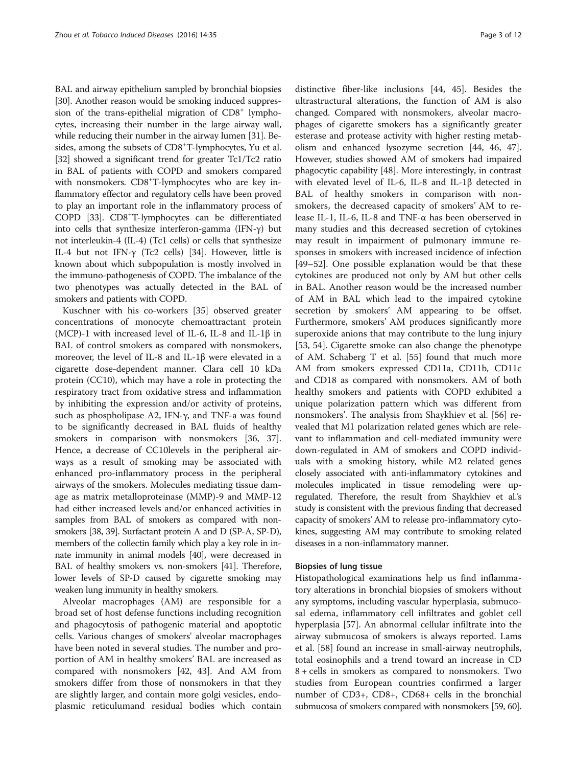BAL and airway epithelium sampled by bronchial biopsies [30]. Another reason would be smoking induced suppression of the trans-epithelial migration of $CD8^+$ lymphocytes, increasing their number in the large airway wall, while reducing their number in the airway lumen [31]. Besides, among the subsets of $CD8^+$T-lymphocytes, Yu et al. [32] showed a significant trend for greater Tc1/Tc2 ratio in BAL of patients with COPD and smokers compared with nonsmokers. $CD8^+$T-lymphocytes who are key inflammatory effector and regulatory cells have been proved to play an important role in the inflammatory process of COPD [33]. $CD8^+$T-lymphocytes can be differentiated into cells that synthesize interferon-gamma (IFN-γ) but not interleukin-4 (IL-4) (Tc1 cells) or cells that synthesize IL-4 but not IFN-γ (Tc2 cells) [34]. However, little is known about which subpopulation is mostly involved in the immuno-pathogenesis of COPD. The imbalance of the two phenotypes was actually detected in the BAL of smokers and patients with COPD.

Kuschner with his co-workers [35] observed greater concentrations of monocyte chemoattractant protein (MCP)-1 with increased level of IL-6, IL-8 and IL-1β in BAL of control smokers as compared with nonsmokers, moreover, the level of IL-8 and IL-1β were elevated in a cigarette dose-dependent manner. Clara cell 10 kDa protein (CC10), which may have a role in protecting the respiratory tract from oxidative stress and inflammation by inhibiting the expression and/or activity of proteins, such as phospholipase A2, IFN-γ, and TNF-a was found to be significantly decreased in BAL fluids of healthy smokers in comparison with nonsmokers [36, 37]. Hence, a decrease of CC10levels in the peripheral airways as a result of smoking may be associated with enhanced pro-inflammatory process in the peripheral airways of the smokers. Molecules mediating tissue damage as matrix metalloproteinase (MMP)-9 and MMP-12 had either increased levels and/or enhanced activities in samples from BAL of smokers as compared with nonsmokers [38, 39]. Surfactant protein A and D (SP-A, SP-D), members of the collectin family which play a key role in innate immunity in animal models [40], were decreased in BAL of healthy smokers vs. non-smokers [41]. Therefore, lower levels of SP-D caused by cigarette smoking may weaken lung immunity in healthy smokers.

Alveolar macrophages (AM) are responsible for a broad set of host defense functions including recognition and phagocytosis of pathogenic material and apoptotic cells. Various changes of smokers' alveolar macrophages have been noted in several studies. The number and proportion of AM in healthy smokers' BAL are increased as compared with nonsmokers [42, 43]. And AM from smokers differ from those of nonsmokers in that they are slightly larger, and contain more golgi vesicles, endoplasmic reticulumand residual bodies which contain distinctive fiber-like inclusions [44, 45]. Besides the ultrastructural alterations, the function of AM is also changed. Compared with nonsmokers, alveolar macrophages of cigarette smokers has a significantly greater esterase and protease activity with higher resting metabolism and enhanced lysozyme secretion [44, 46, 47]. However, studies showed AM of smokers had impaired phagocytic capability [48]. More interestingly, in contrast with elevated level of IL-6, IL-8 and IL-1β detected in BAL of healthy smokers in comparison with nonsmokers, the decreased capacity of smokers' AM to release IL-1, IL-6, IL-8 and TNF-α has been oberserved in many studies and this decreased secretion of cytokines may result in impairment of pulmonary immune responses in smokers with increased incidence of infection [49–52]. One possible explanation would be that these cytokines are produced not only by AM but other cells in BAL. Another reason would be the increased number of AM in BAL which lead to the impaired cytokine secretion by smokers' AM appearing to be offset. Furthermore, smokers' AM produces significantly more superoxide anions that may contribute to the lung injury [53, 54]. Cigarette smoke can also change the phenotype of AM. Schaberg T et al. [55] found that much more AM from smokers expressed CD11a, CD11b, CD11c and CD18 as compared with nonsmokers. AM of both healthy smokers and patients with COPD exhibited a unique polarization pattern which was different from nonsmokers'. The analysis from Shaykhiev et al. [56] revealed that M1 polarization related genes which are relevant to inflammation and cell-mediated immunity were down-regulated in AM of smokers and COPD individuals with a smoking history, while M2 related genes closely associated with anti-inflammatory cytokines and molecules implicated in tissue remodeling were upregulated. Therefore, the result from Shaykhiev et al.'s study is consistent with the previous finding that decreased capacity of smokers' AM to release pro-inflammatory cytokines, suggesting AM may contribute to smoking related diseases in a non-inflammatory manner.

#### Biopsies of lung tissue

Histopathological examinations help us find inflammatory alterations in bronchial biopsies of smokers without any symptoms, including vascular hyperplasia, submucosal edema, inflammatory cell infiltrates and goblet cell hyperplasia [57]. An abnormal cellular infiltrate into the airway submucosa of smokers is always reported. Lams et al. [58] found an increase in small-airway neutrophils, total eosinophils and a trend toward an increase in CD 8 + cells in smokers as compared to nonsmokers. Two studies from European countries confirmed a larger number of CD3+, CD8+, CD68+ cells in the bronchial submucosa of smokers compared with nonsmokers [59, 60].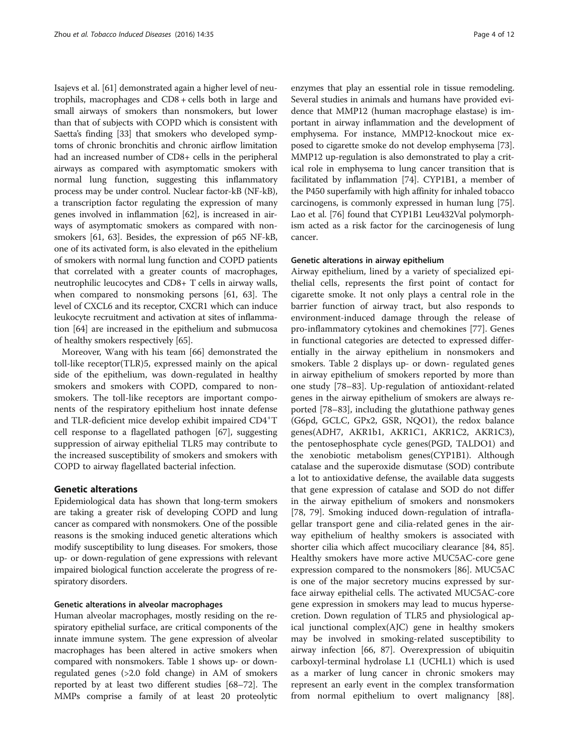Isajevs et al. [61] demonstrated again a higher level of neutrophils, macrophages and CD8 + cells both in large and small airways of smokers than nonsmokers, but lower than that of subjects with COPD which is consistent with Saetta's finding [33] that smokers who developed symptoms of chronic bronchitis and chronic airflow limitation had an increased number of CD8+ cells in the peripheral airways as compared with asymptomatic smokers with normal lung function, suggesting this inflammatory process may be under control. Nuclear factor-kB (NF-kB), a transcription factor regulating the expression of many genes involved in inflammation [62], is increased in airways of asymptomatic smokers as compared with nonsmokers [61, 63]. Besides, the expression of p65 NF-kB, one of its activated form, is also elevated in the epithelium of smokers with normal lung function and COPD patients that correlated with a greater counts of macrophages, neutrophilic leucocytes and CD8+ T cells in airway walls, when compared to nonsmoking persons [61, 63]. The level of CXCL6 and its receptor, CXCR1 which can induce leukocyte recruitment and activation at sites of inflammation [64] are increased in the epithelium and submucosa of healthy smokers respectively [65].

Moreover, Wang with his team [66] demonstrated the toll-like receptor(TLR)5, expressed mainly on the apical side of the epithelium, was down-regulated in healthy smokers and smokers with COPD, compared to nonsmokers. The toll-like receptors are important components of the respiratory epithelium host innate defense and TLR-deficient mice develop exhibit impaired $CD4^{+}$T cell response to a flagellated pathogen [67], suggesting suppression of airway epithelial TLR5 may contribute to the increased susceptibility of smokers and smokers with COPD to airway flagellated bacterial infection.

## Genetic alterations

Epidemiological data has shown that long-term smokers are taking a greater risk of developing COPD and lung cancer as compared with nonsmokers. One of the possible reasons is the smoking induced genetic alterations which modify susceptibility to lung diseases. For smokers, those up- or down-regulation of gene expressions with relevant impaired biological function accelerate the progress of respiratory disorders.

### Genetic alterations in alveolar macrophages

Human alveolar macrophages, mostly residing on the respiratory epithelial surface, are critical components of the innate immune system. The gene expression of alveolar macrophages has been altered in active smokers when compared with nonsmokers. Table 1 shows up- or down-regulated genes (>2.0 fold change) in AM of smokers reported by at least two different studies [68–72]. The MMPs comprise a family of at least 20 proteolytic enzymes that play an essential role in tissue remodeling. Several studies in animals and humans have provided evidence that MMP12 (human macrophage elastase) is important in airway inflammation and the development of emphysema. For instance, MMP12-knockout mice exposed to cigarette smoke do not develop emphysema [73]. MMP12 up-regulation is also demonstrated to play a critical role in emphysema to lung cancer transition that is facilitated by inflammation [74]. CYP1B1, a member of the P450 superfamily with high affinity for inhaled tobacco carcinogens, is commonly expressed in human lung [75]. Lao et al. [76] found that CYP1B1 Leu432Val polymorphism acted as a risk factor for the carcinogenesis of lung cancer.

### Genetic alterations in airway epithelium

Airway epithelium, lined by a variety of specialized epithelial cells, represents the first point of contact for cigarette smoke. It not only plays a central role in the barrier function of airway tract, but also responds to environment-induced damage through the release of pro-inflammatory cytokines and chemokines [77]. Genes in functional categories are detected to expressed differentially in the airway epithelium in nonsmokers and smokers. Table 2 displays up- or down- regulated genes in airway epithelium of smokers reported by more than one study [78–83]. Up-regulation of antioxidant-related genes in the airway epithelium of smokers are always reported [78–83], including the glutathione pathway genes (G6pd, GCLC, GPx2, GSR, NQO1), the redox balance genes(ADH7, AKR1b1, AKR1C1, AKR1C2, AKR1C3), the pentosephosphate cycle genes(PGD, TALDO1) and the xenobiotic metabolism genes(CYP1B1). Although catalase and the superoxide dismutase (SOD) contribute a lot to antioxidative defense, the available data suggests that gene expression of catalase and SOD do not differ in the airway epithelium of smokers and nonsmokers [78, 79]. Smoking induced down-regulation of intraflagellar transport gene and cilia-related genes in the airway epithelium of healthy smokers is associated with shorter cilia which affect mucociliary clearance [84, 85]. Healthy smokers have more active MUC5AC-core gene expression compared to the nonsmokers [86]. MUC5AC is one of the major secretory mucins expressed by surface airway epithelial cells. The activated MUC5AC-core gene expression in smokers may lead to mucus hypersecretion. Down regulation of TLR5 and physiological apical junctional complex(AJC) gene in healthy smokers may be involved in smoking-related susceptibility to airway infection [66, 87]. Overexpression of ubiquitin carboxyl-terminal hydrolase L1 (UCHL1) which is used as a marker of lung cancer in chronic smokers may represent an early event in the complex transformation from normal epithelium to overt malignancy [88].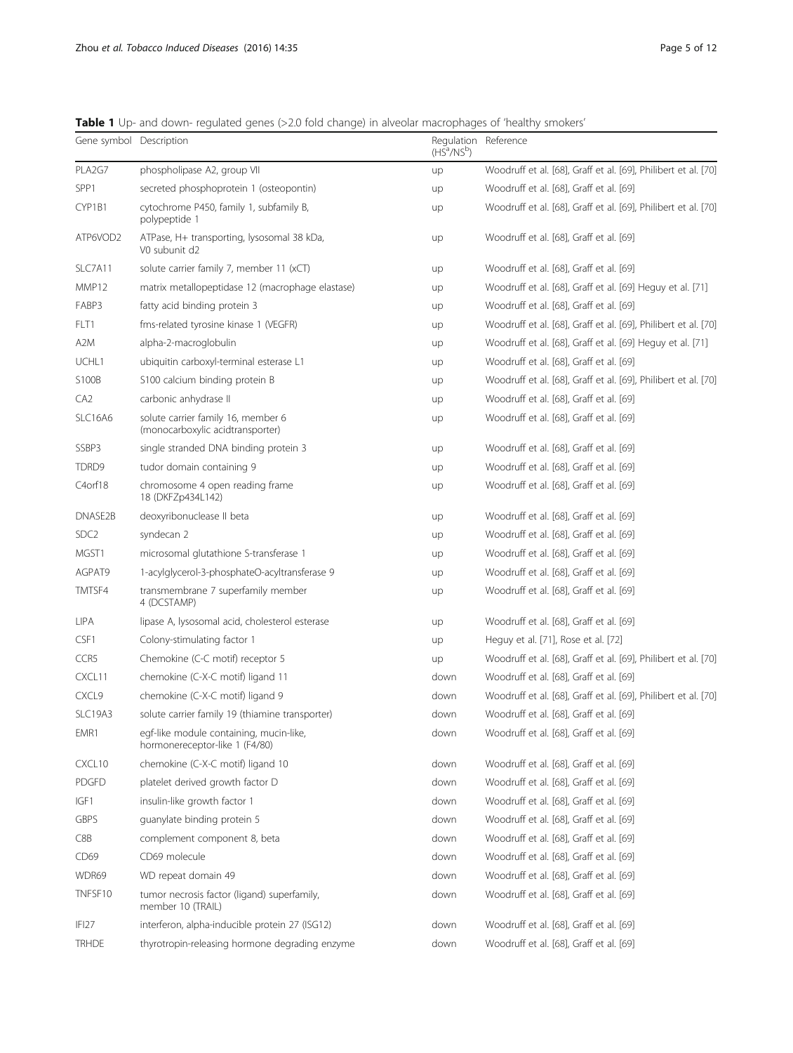**Table 1** Up- and down- regulated genes (>2.0 fold change) in alveolar macrophages of 'healthy smokers'

| Gene symbol | Description | Regulation (HS[a]/NS[b]) | Reference |
|---|---|---|---|
| PLA2G7 | phospholipase A2, group VII | up | Woodruff et al. [68], Graff et al. [69], Philibert et al. [70] |
| SPP1 | secreted phosphoprotein 1 (osteopontin) | up | Woodruff et al. [68], Graff et al. [69] |
| CYP1B1 | cytochrome P450, family 1, subfamily B, polypeptide 1 | up | Woodruff et al. [68], Graff et al. [69], Philibert et al. [70] |
| ATP6VOD2 | ATPase, H+ transporting, lysosomal 38 kDa, V0 subunit d2 | up | Woodruff et al. [68], Graff et al. [69] |
| SLC7A11 | solute carrier family 7, member 11 (xCT) | up | Woodruff et al. [68], Graff et al. [69] |
| MMP12 | matrix metallopeptidase 12 (macrophage elastase) | up | Woodruff et al. [68], Graff et al. [69] Heguy et al. [71] |
| FABP3 | fatty acid binding protein 3 | up | Woodruff et al. [68], Graff et al. [69] |
| FLT1 | fms-related tyrosine kinase 1 (VEGFR) | up | Woodruff et al. [68], Graff et al. [69], Philibert et al. [70] |
| A2M | alpha-2-macroglobulin | up | Woodruff et al. [68], Graff et al. [69] Heguy et al. [71] |
| UCHL1 | ubiquitin carboxyl-terminal esterase L1 | up | Woodruff et al. [68], Graff et al. [69] |
| S100B | S100 calcium binding protein B | up | Woodruff et al. [68], Graff et al. [69], Philibert et al. [70] |
| CA2 | carbonic anhydrase II | up | Woodruff et al. [68], Graff et al. [69] |
| SLC16A6 | solute carrier family 16, member 6 (monocarboxylic acidtransporter) | up | Woodruff et al. [68], Graff et al. [69] |
| SSBP3 | single stranded DNA binding protein 3 | up | Woodruff et al. [68], Graff et al. [69] |
| TDRD9 | tudor domain containing 9 | up | Woodruff et al. [68], Graff et al. [69] |
| C4orf18 | chromosome 4 open reading frame 18 (DKFZp434L142) | up | Woodruff et al. [68], Graff et al. [69] |
| DNASE2B | deoxyribonuclease II beta | up | Woodruff et al. [68], Graff et al. [69] |
| SDC2 | syndecan 2 | up | Woodruff et al. [68], Graff et al. [69] |
| MGST1 | microsomal glutathione S-transferase 1 | up | Woodruff et al. [68], Graff et al. [69] |
| AGPAT9 | 1-acylglycerol-3-phosphateO-acyltransferase 9 | up | Woodruff et al. [68], Graff et al. [69] |
| TMTSF4 | transmembrane 7 superfamily member 4 (DCSTAMP) | up | Woodruff et al. [68], Graff et al. [69] |
| LIPA | lipase A, lysosomal acid, cholesterol esterase | up | Woodruff et al. [68], Graff et al. [69] |
| CSF1 | Colony-stimulating factor 1 | up | Heguy et al. [71], Rose et al. [72] |
| CCR5 | Chemokine (C-C motif) receptor 5 | up | Woodruff et al. [68], Graff et al. [69], Philibert et al. [70] |
| CXCL11 | chemokine (C-X-C motif) ligand 11 | down | Woodruff et al. [68], Graff et al. [69] |
| CXCL9 | chemokine (C-X-C motif) ligand 9 | down | Woodruff et al. [68], Graff et al. [69], Philibert et al. [70] |
| SLC19A3 | solute carrier family 19 (thiamine transporter) | down | Woodruff et al. [68], Graff et al. [69] |
| EMR1 | egf-like module containing, mucin-like, hormonereceptor-like 1 (F4/80) | down | Woodruff et al. [68], Graff et al. [69] |
| CXCL10 | chemokine (C-X-C motif) ligand 10 | down | Woodruff et al. [68], Graff et al. [69] |
| PDGFD | platelet derived growth factor D | down | Woodruff et al. [68], Graff et al. [69] |
| IGF1 | insulin-like growth factor 1 | down | Woodruff et al. [68], Graff et al. [69] |
| GBPS | guanylate binding protein 5 | down | Woodruff et al. [68], Graff et al. [69] |
| C8B | complement component 8, beta | down | Woodruff et al. [68], Graff et al. [69] |
| CD69 | CD69 molecule | down | Woodruff et al. [68], Graff et al. [69] |
| WDR69 | WD repeat domain 49 | down | Woodruff et al. [68], Graff et al. [69] |
| TNFSF10 | tumor necrosis factor (ligand) superfamily, member 10 (TRAIL) | down | Woodruff et al. [68], Graff et al. [69] |
| IFI27 | interferon, alpha-inducible protein 27 (ISG12) | down | Woodruff et al. [68], Graff et al. [69] |
| TRHDE | thyrotropin-releasing hormone degrading enzyme | down | Woodruff et al. [68], Graff et al. [69] |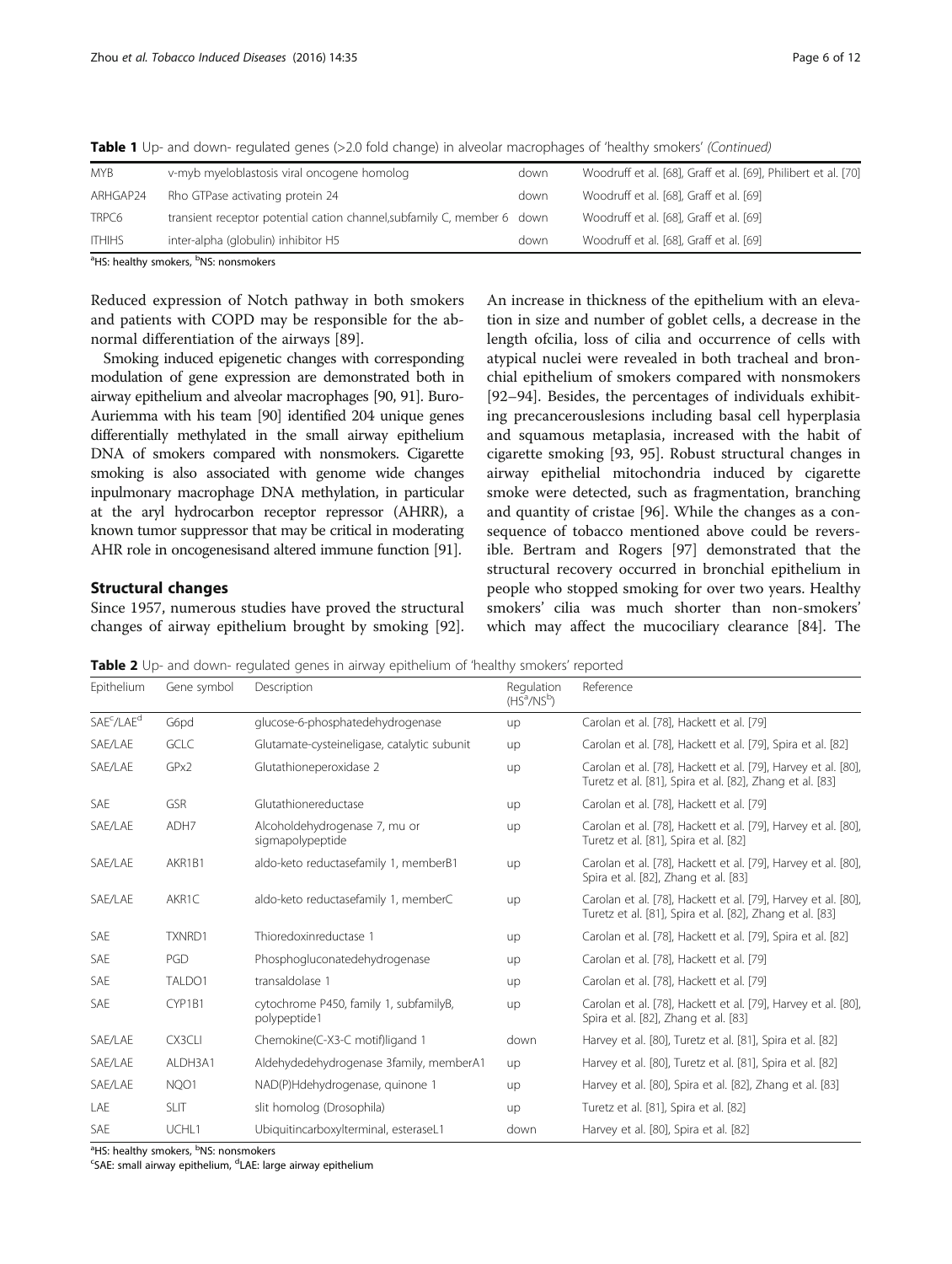**Table 1** Up- and down- regulated genes (>2.0 fold change) in alveolar macrophages of 'healthy smokers' *(Continued)*

| | | | |
|---|---|---|---|
| MYB | v-myb myeloblastosis viral oncogene homolog | down | Woodruff et al. [68], Graff et al. [69], Philibert et al. [70] |
| ARHGAP24 | Rho GTPase activating protein 24 | down | Woodruff et al. [68], Graff et al. [69] |
| TRPC6 | transient receptor potential cation channel,subfamily C, member 6 | down | Woodruff et al. [68], Graff et al. [69] |
| ITHIHS | inter-alpha (globulin) inhibitor H5 | down | Woodruff et al. [68], Graff et al. [69] |

[a]HS: healthy smokers, [b]NS: nonsmokers

Reduced expression of Notch pathway in both smokers and patients with COPD may be responsible for the abnormal differentiation of the airways [89].

Smoking induced epigenetic changes with corresponding modulation of gene expression are demonstrated both in airway epithelium and alveolar macrophages [90, 91]. Buro-Auriemma with his team [90] identified 204 unique genes differentially methylated in the small airway epithelium DNA of smokers compared with nonsmokers. Cigarette smoking is also associated with genome wide changes inpulmonary macrophage DNA methylation, in particular at the aryl hydrocarbon receptor repressor (AHRR), a known tumor suppressor that may be critical in moderating AHR role in oncogenesisand altered immune function [91].

## Structural changes

Since 1957, numerous studies have proved the structural changes of airway epithelium brought by smoking [92]. An increase in thickness of the epithelium with an elevation in size and number of goblet cells, a decrease in the length ofcilia, loss of cilia and occurrence of cells with atypical nuclei were revealed in both tracheal and bronchial epithelium of smokers compared with nonsmokers [92–94]. Besides, the percentages of individuals exhibiting precancerouslesions including basal cell hyperplasia and squamous metaplasia, increased with the habit of cigarette smoking [93, 95]. Robust structural changes in airway epithelial mitochondria induced by cigarette smoke were detected, such as fragmentation, branching and quantity of cristae [96]. While the changes as a consequence of tobacco mentioned above could be reversible. Bertram and Rogers [97] demonstrated that the structural recovery occurred in bronchial epithelium in people who stopped smoking for over two years. Healthy smokers' cilia was much shorter than non-smokers' which may affect the mucociliary clearance [84]. The

**Table 2** Up- and down- regulated genes in airway epithelium of 'healthy smokers' reported

| Epithelium | Gene symbol | Description | Regulation (HS[a]/NS[b]) | Reference |
|---|---|---|---|---|
| SAE[c]/LAE[d] | G6pd | glucose-6-phosphatedehydrogenase | up | Carolan et al. [78], Hackett et al. [79] |
| SAE/LAE | GCLC | Glutamate-cysteineligase, catalytic subunit | up | Carolan et al. [78], Hackett et al. [79], Spira et al. [82] |
| SAE/LAE | GPx2 | Glutathioneperoxidase 2 | up | Carolan et al. [78], Hackett et al. [79], Harvey et al. [80], Turetz et al. [81], Spira et al. [82], Zhang et al. [83] |
| SAE | GSR | Glutathionereductase | up | Carolan et al. [78], Hackett et al. [79] |
| SAE/LAE | ADH7 | Alcoholdehydrogenase 7, mu or sigmapolypeptide | up | Carolan et al. [78], Hackett et al. [79], Harvey et al. [80], Turetz et al. [81], Spira et al. [82] |
| SAE/LAE | AKR1B1 | aldo-keto reductasefamily 1, memberB1 | up | Carolan et al. [78], Hackett et al. [79], Harvey et al. [80], Spira et al. [82], Zhang et al. [83] |
| SAE/LAE | AKR1C | aldo-keto reductasefamily 1, memberC | up | Carolan et al. [78], Hackett et al. [79], Harvey et al. [80], Turetz et al. [81], Spira et al. [82], Zhang et al. [83] |
| SAE | TXNRD1 | Thioredoxinreductase 1 | up | Carolan et al. [78], Hackett et al. [79], Spira et al. [82] |
| SAE | PGD | Phosphogluconatedehydrogenase | up | Carolan et al. [78], Hackett et al. [79] |
| SAE | TALDO1 | transaldolase 1 | up | Carolan et al. [78], Hackett et al. [79] |
| SAE | CYP1B1 | cytochrome P450, family 1, subfamilyB, polypeptide1 | up | Carolan et al. [78], Hackett et al. [79], Harvey et al. [80], Spira et al. [82], Zhang et al. [83] |
| SAE/LAE | CX3CLI | Chemokine(C-X3-C motif)ligand 1 | down | Harvey et al. [80], Turetz et al. [81], Spira et al. [82] |
| SAE/LAE | ALDH3A1 | Aldehydedehydrogenase 3family, memberA1 | up | Harvey et al. [80], Turetz et al. [81], Spira et al. [82] |
| SAE/LAE | NQO1 | NAD(P)Hdehydrogenase, quinone 1 | up | Harvey et al. [80], Spira et al. [82], Zhang et al. [83] |
| LAE | SLIT | slit homolog (Drosophila) | up | Turetz et al. [81], Spira et al. [82] |
| SAE | UCHL1 | Ubiquitincarboxylterminal, esteraseL1 | down | Harvey et al. [80], Spira et al. [82] |

[a]HS: healthy smokers, [b]NS: nonsmokers
[c]SAE: small airway epithelium, [d]LAE: large airway epithelium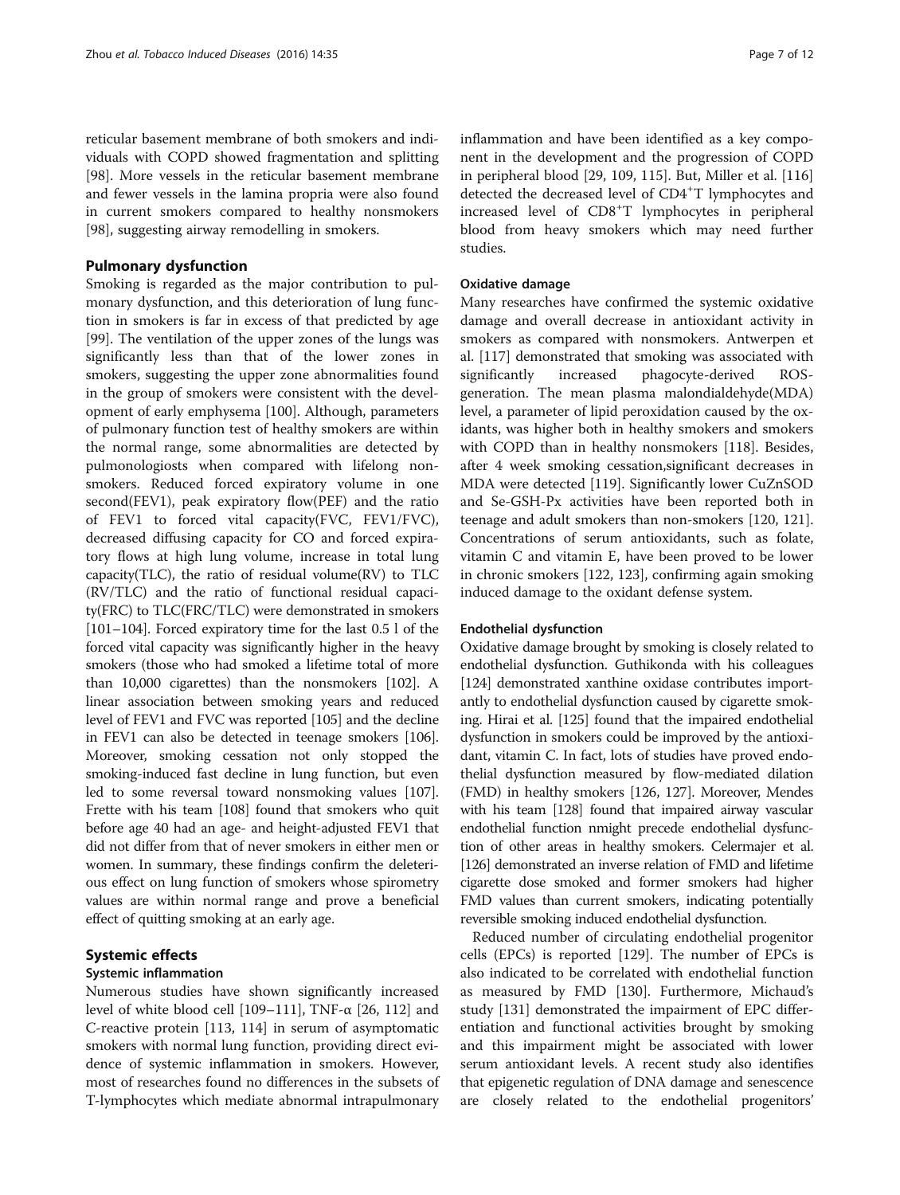reticular basement membrane of both smokers and individuals with COPD showed fragmentation and splitting [98]. More vessels in the reticular basement membrane and fewer vessels in the lamina propria were also found in current smokers compared to healthy nonsmokers [98], suggesting airway remodelling in smokers.

## Pulmonary dysfunction

Smoking is regarded as the major contribution to pulmonary dysfunction, and this deterioration of lung function in smokers is far in excess of that predicted by age [99]. The ventilation of the upper zones of the lungs was significantly less than that of the lower zones in smokers, suggesting the upper zone abnormalities found in the group of smokers were consistent with the development of early emphysema [100]. Although, parameters of pulmonary function test of healthy smokers are within the normal range, some abnormalities are detected by pulmonologiosts when compared with lifelong nonsmokers. Reduced forced expiratory volume in one second(FEV1), peak expiratory flow(PEF) and the ratio of FEV1 to forced vital capacity(FVC, FEV1/FVC), decreased diffusing capacity for CO and forced expiratory flows at high lung volume, increase in total lung capacity(TLC), the ratio of residual volume(RV) to TLC (RV/TLC) and the ratio of functional residual capacity(FRC) to TLC(FRC/TLC) were demonstrated in smokers [101–104]. Forced expiratory time for the last 0.5 l of the forced vital capacity was significantly higher in the heavy smokers (those who had smoked a lifetime total of more than 10,000 cigarettes) than the nonsmokers [102]. A linear association between smoking years and reduced level of FEV1 and FVC was reported [105] and the decline in FEV1 can also be detected in teenage smokers [106]. Moreover, smoking cessation not only stopped the smoking-induced fast decline in lung function, but even led to some reversal toward nonsmoking values [107]. Frette with his team [108] found that smokers who quit before age 40 had an age- and height-adjusted FEV1 that did not differ from that of never smokers in either men or women. In summary, these findings confirm the deleterious effect on lung function of smokers whose spirometry values are within normal range and prove a beneficial effect of quitting smoking at an early age.

## Systemic effects

### Systemic inflammation

Numerous studies have shown significantly increased level of white blood cell [109–111], TNF-α [26, 112] and C-reactive protein [113, 114] in serum of asymptomatic smokers with normal lung function, providing direct evidence of systemic inflammation in smokers. However, most of researches found no differences in the subsets of T-lymphocytes which mediate abnormal intrapulmonary inflammation and have been identified as a key component in the development and the progression of COPD in peripheral blood [29, 109, 115]. But, Miller et al. [116] detected the decreased level of $CD4^{+}$T lymphocytes and increased level of $CD8^{+}$T lymphocytes in peripheral blood from heavy smokers which may need further studies.

### Oxidative damage

Many researches have confirmed the systemic oxidative damage and overall decrease in antioxidant activity in smokers as compared with nonsmokers. Antwerpen et al. [117] demonstrated that smoking was associated with significantly increased phagocyte-derived ROS-generation. The mean plasma malondialdehyde(MDA) level, a parameter of lipid peroxidation caused by the oxidants, was higher both in healthy smokers and smokers with COPD than in healthy nonsmokers [118]. Besides, after 4 week smoking cessation,significant decreases in MDA were detected [119]. Significantly lower CuZnSOD and Se-GSH-Px activities have been reported both in teenage and adult smokers than non-smokers [120, 121]. Concentrations of serum antioxidants, such as folate, vitamin C and vitamin E, have been proved to be lower in chronic smokers [122, 123], confirming again smoking induced damage to the oxidant defense system.

### Endothelial dysfunction

Oxidative damage brought by smoking is closely related to endothelial dysfunction. Guthikonda with his colleagues [124] demonstrated xanthine oxidase contributes importantly to endothelial dysfunction caused by cigarette smoking. Hirai et al. [125] found that the impaired endothelial dysfunction in smokers could be improved by the antioxidant, vitamin C. In fact, lots of studies have proved endothelial dysfunction measured by flow-mediated dilation (FMD) in healthy smokers [126, 127]. Moreover, Mendes with his team [128] found that impaired airway vascular endothelial function nmight precede endothelial dysfunction of other areas in healthy smokers. Celermajer et al. [126] demonstrated an inverse relation of FMD and lifetime cigarette dose smoked and former smokers had higher FMD values than current smokers, indicating potentially reversible smoking induced endothelial dysfunction.

Reduced number of circulating endothelial progenitor cells (EPCs) is reported [129]. The number of EPCs is also indicated to be correlated with endothelial function as measured by FMD [130]. Furthermore, Michaud's study [131] demonstrated the impairment of EPC differentiation and functional activities brought by smoking and this impairment might be associated with lower serum antioxidant levels. A recent study also identifies that epigenetic regulation of DNA damage and senescence are closely related to the endothelial progenitors'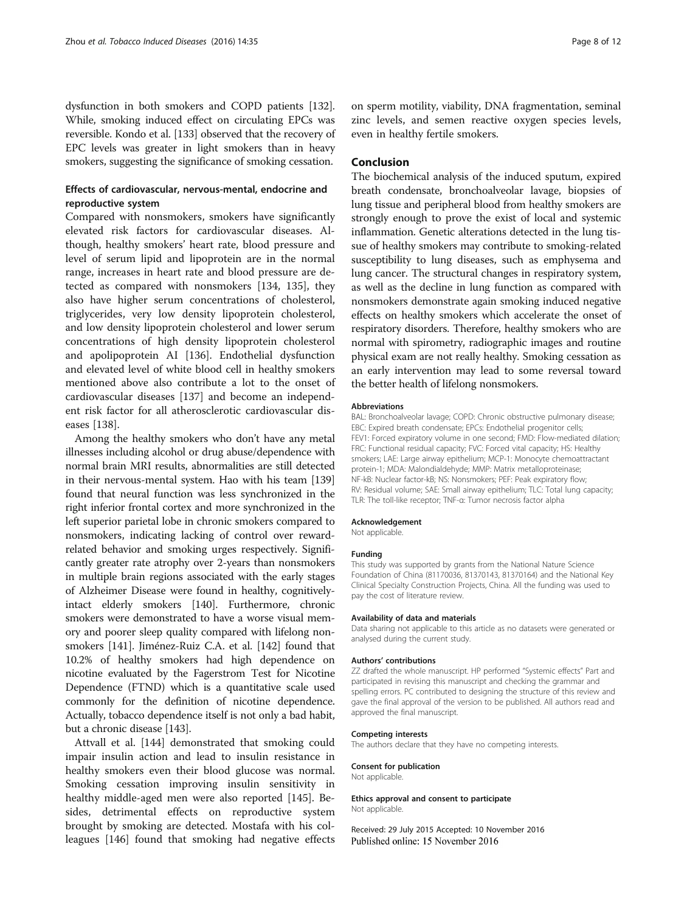dysfunction in both smokers and COPD patients [132]. While, smoking induced effect on circulating EPCs was reversible. Kondo et al. [133] observed that the recovery of EPC levels was greater in light smokers than in heavy smokers, suggesting the significance of smoking cessation.

### Effects of cardiovascular, nervous-mental, endocrine and reproductive system

Compared with nonsmokers, smokers have significantly elevated risk factors for cardiovascular diseases. Although, healthy smokers' heart rate, blood pressure and level of serum lipid and lipoprotein are in the normal range, increases in heart rate and blood pressure are detected as compared with nonsmokers [134, 135], they also have higher serum concentrations of cholesterol, triglycerides, very low density lipoprotein cholesterol, and low density lipoprotein cholesterol and lower serum concentrations of high density lipoprotein cholesterol and apolipoprotein AI [136]. Endothelial dysfunction and elevated level of white blood cell in healthy smokers mentioned above also contribute a lot to the onset of cardiovascular diseases [137] and become an independent risk factor for all atherosclerotic cardiovascular diseases [138].

Among the healthy smokers who don't have any metal illnesses including alcohol or drug abuse/dependence with normal brain MRI results, abnormalities are still detected in their nervous-mental system. Hao with his team [139] found that neural function was less synchronized in the right inferior frontal cortex and more synchronized in the left superior parietal lobe in chronic smokers compared to nonsmokers, indicating lacking of control over reward-related behavior and smoking urges respectively. Significantly greater rate atrophy over 2-years than nonsmokers in multiple brain regions associated with the early stages of Alzheimer Disease were found in healthy, cognitively-intact elderly smokers [140]. Furthermore, chronic smokers were demonstrated to have a worse visual memory and poorer sleep quality compared with lifelong nonsmokers [141]. Jiménez-Ruiz C.A. et al. [142] found that 10.2% of healthy smokers had high dependence on nicotine evaluated by the Fagerstrom Test for Nicotine Dependence (FTND) which is a quantitative scale used commonly for the definition of nicotine dependence. Actually, tobacco dependence itself is not only a bad habit, but a chronic disease [143].

Attvall et al. [144] demonstrated that smoking could impair insulin action and lead to insulin resistance in healthy smokers even their blood glucose was normal. Smoking cessation improving insulin sensitivity in healthy middle-aged men were also reported [145]. Besides, detrimental effects on reproductive system brought by smoking are detected. Mostafa with his colleagues [146] found that smoking had negative effects on sperm motility, viability, DNA fragmentation, seminal zinc levels, and semen reactive oxygen species levels, even in healthy fertile smokers.

## Conclusion

The biochemical analysis of the induced sputum, expired breath condensate, bronchoalveolar lavage, biopsies of lung tissue and peripheral blood from healthy smokers are strongly enough to prove the exist of local and systemic inflammation. Genetic alterations detected in the lung tissue of healthy smokers may contribute to smoking-related susceptibility to lung diseases, such as emphysema and lung cancer. The structural changes in respiratory system, as well as the decline in lung function as compared with nonsmokers demonstrate again smoking induced negative effects on healthy smokers which accelerate the onset of respiratory disorders. Therefore, healthy smokers who are normal with spirometry, radiographic images and routine physical exam are not really healthy. Smoking cessation as an early intervention may lead to some reversal toward the better health of lifelong nonsmokers.

#### Abbreviations

BAL: Bronchoalveolar lavage; COPD: Chronic obstructive pulmonary disease; EBC: Expired breath condensate; EPCs: Endothelial progenitor cells; FEV1: Forced expiratory volume in one second; FMD: Flow-mediated dilation; FRC: Functional residual capacity; FVC: Forced vital capacity; HS: Healthy smokers; LAE: Large airway epithelium; MCP-1: Monocyte chemoattractant protein-1; MDA: Malondialdehyde; MMP: Matrix metalloproteinase; NF-kB: Nuclear factor-kB; NS: Nonsmokers; PEF: Peak expiratory flow; RV: Residual volume; SAE: Small airway epithelium; TLC: Total lung capacity; TLR: The toll-like receptor; TNF-α: Tumor necrosis factor alpha

#### Acknowledgement

Not applicable.

#### Funding

This study was supported by grants from the National Nature Science Foundation of China (81170036, 81370143, 81370164) and the National Key Clinical Specialty Construction Projects, China. All the funding was used to pay the cost of literature review.

#### Availability of data and materials

Data sharing not applicable to this article as no datasets were generated or analysed during the current study.

#### Authors' contributions

ZZ drafted the whole manuscript. HP performed "Systemic effects" Part and participated in revising this manuscript and checking the grammar and spelling errors. PC contributed to designing the structure of this review and gave the final approval of the version to be published. All authors read and approved the final manuscript.

#### Competing interests

The authors declare that they have no competing interests.

#### Consent for publication

Not applicable.

#### Ethics approval and consent to participate

Not applicable.

Received: 29 July 2015 Accepted: 10 November 2016
Published online: 15 November 2016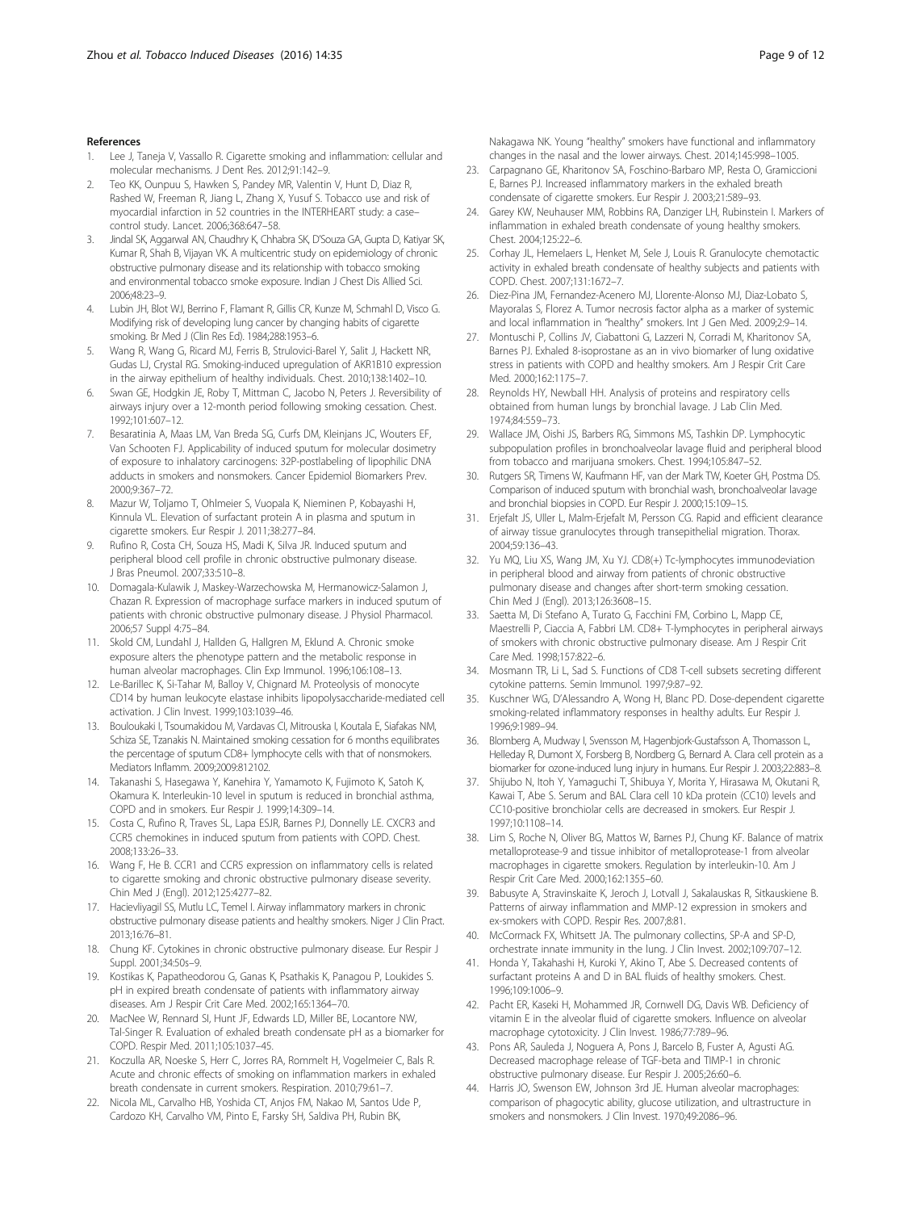## References

1. Lee J, Taneja V, Vassallo R. Cigarette smoking and inflammation: cellular and molecular mechanisms. J Dent Res. 2012;91:142–9.
2. Teo KK, Ounpuu S, Hawken S, Pandey MR, Valentin V, Hunt D, Diaz R, Rashed W, Freeman R, Jiang L, Zhang X, Yusuf S. Tobacco use and risk of myocardial infarction in 52 countries in the INTERHEART study: a case–control study. Lancet. 2006;368:647–58.
3. Jindal SK, Aggarwal AN, Chaudhry K, Chhabra SK, D'Souza GA, Gupta D, Katiyar SK, Kumar R, Shah B, Vijayan VK. A multicentric study on epidemiology of chronic obstructive pulmonary disease and its relationship with tobacco smoking and environmental tobacco smoke exposure. Indian J Chest Dis Allied Sci. 2006;48:23–9.
4. Lubin JH, Blot WJ, Berrino F, Flamant R, Gillis CR, Kunze M, Schmahl D, Visco G. Modifying risk of developing lung cancer by changing habits of cigarette smoking. Br Med J (Clin Res Ed). 1984;288:1953–6.
5. Wang R, Wang G, Ricard MJ, Ferris B, Strulovici-Barel Y, Salit J, Hackett NR, Gudas LJ, Crystal RG. Smoking-induced upregulation of AKR1B10 expression in the airway epithelium of healthy individuals. Chest. 2010;138:1402–10.
6. Swan GE, Hodgkin JE, Roby T, Mittman C, Jacobo N, Peters J. Reversibility of airways injury over a 12-month period following smoking cessation. Chest. 1992;101:607–12.
7. Besaratinia A, Maas LM, Van Breda SG, Curfs DM, Kleinjans JC, Wouters EF, Van Schooten FJ. Applicability of induced sputum for molecular dosimetry of exposure to inhalatory carcinogens: 32P-postlabeling of lipophilic DNA adducts in smokers and nonsmokers. Cancer Epidemiol Biomarkers Prev. 2000;9:367–72.
8. Mazur W, Toljamo T, Ohlmeier S, Vuopala K, Nieminen P, Kobayashi H, Kinnula VL. Elevation of surfactant protein A in plasma and sputum in cigarette smokers. Eur Respir J. 2011;38:277–84.
9. Rufino R, Costa CH, Souza HS, Madi K, Silva JR. Induced sputum and peripheral blood cell profile in chronic obstructive pulmonary disease. J Bras Pneumol. 2007;33:510–8.
10. Domagala-Kulawik J, Maskey-Warzechowska M, Hermanowicz-Salamon J, Chazan R. Expression of macrophage surface markers in induced sputum of patients with chronic obstructive pulmonary disease. J Physiol Pharmacol. 2006;57 Suppl 4:75–84.
11. Skold CM, Lundahl J, Hallden G, Hallgren M, Eklund A. Chronic smoke exposure alters the phenotype pattern and the metabolic response in human alveolar macrophages. Clin Exp Immunol. 1996;106:108–13.
12. Le-Barillec K, Si-Tahar M, Balloy V, Chignard M. Proteolysis of monocyte CD14 by human leukocyte elastase inhibits lipopolysaccharide-mediated cell activation. J Clin Invest. 1999;103:1039–46.
13. Bouloukaki I, Tsoumakidou M, Vardavas CI, Mitrouska I, Koutala E, Siafakas NM, Schiza SE, Tzanakis N. Maintained smoking cessation for 6 months equilibrates the percentage of sputum CD8+ lymphocyte cells with that of nonsmokers. Mediators Inflamm. 2009;2009:812102.
14. Takanashi S, Hasegawa Y, Kanehira Y, Yamamoto K, Fujimoto K, Satoh K, Okamura K. Interleukin-10 level in sputum is reduced in bronchial asthma, COPD and in smokers. Eur Respir J. 1999;14:309–14.
15. Costa C, Rufino R, Traves SL, Lapa ESJR, Barnes PJ, Donnelly LE. CXCR3 and CCR5 chemokines in induced sputum from patients with COPD. Chest. 2008;133:26–33.
16. Wang F, He B. CCR1 and CCR5 expression on inflammatory cells is related to cigarette smoking and chronic obstructive pulmonary disease severity. Chin Med J (Engl). 2012;125:4277–82.
17. Hacievliyagil SS, Mutlu LC, Temel I. Airway inflammatory markers in chronic obstructive pulmonary disease patients and healthy smokers. Niger J Clin Pract. 2013;16:76–81.
18. Chung KF. Cytokines in chronic obstructive pulmonary disease. Eur Respir J Suppl. 2001;34:50s–9.
19. Kostikas K, Papatheodorou G, Ganas K, Psathakis K, Panagou P, Loukides S. pH in expired breath condensate of patients with inflammatory airway diseases. Am J Respir Crit Care Med. 2002;165:1364–70.
20. MacNee W, Rennard SI, Hunt JF, Edwards LD, Miller BE, Locantore NW, Tal-Singer R. Evaluation of exhaled breath condensate pH as a biomarker for COPD. Respir Med. 2011;105:1037–45.
21. Koczulla AR, Noeske S, Herr C, Jorres RA, Rommelt H, Vogelmeier C, Bals R. Acute and chronic effects of smoking on inflammation markers in exhaled breath condensate in current smokers. Respiration. 2010;79:61–7.
22. Nicola ML, Carvalho HB, Yoshida CT, Anjos FM, Nakao M, Santos Ude P, Cardozo KH, Carvalho VM, Pinto E, Farsky SH, Saldiva PH, Rubin BK, Nakagawa NK. Young "healthy" smokers have functional and inflammatory changes in the nasal and the lower airways. Chest. 2014;145:998–1005.
23. Carpagnano GE, Kharitonov SA, Foschino-Barbaro MP, Resta O, Gramiccioni E, Barnes PJ. Increased inflammatory markers in the exhaled breath condensate of cigarette smokers. Eur Respir J. 2003;21:589–93.
24. Garey KW, Neuhauser MM, Robbins RA, Danziger LH, Rubinstein I. Markers of inflammation in exhaled breath condensate of young healthy smokers. Chest. 2004;125:22–6.
25. Corhay JL, Hemelaers L, Henket M, Sele J, Louis R. Granulocyte chemotactic activity in exhaled breath condensate of healthy subjects and patients with COPD. Chest. 2007;131:1672–7.
26. Diez-Pina JM, Fernandez-Acenero MJ, Llorente-Alonso MJ, Diaz-Lobato S, Mayoralas S, Florez A. Tumor necrosis factor alpha as a marker of systemic and local inflammation in "healthy" smokers. Int J Gen Med. 2009;2:9–14.
27. Montuschi P, Collins JV, Ciabattoni G, Lazzeri N, Corradi M, Kharitonov SA, Barnes PJ. Exhaled 8-isoprostane as an in vivo biomarker of lung oxidative stress in patients with COPD and healthy smokers. Am J Respir Crit Care Med. 2000;162:1175–7.
28. Reynolds HY, Newball HH. Analysis of proteins and respiratory cells obtained from human lungs by bronchial lavage. J Lab Clin Med. 1974;84:559–73.
29. Wallace JM, Oishi JS, Barbers RG, Simmons MS, Tashkin DP. Lymphocytic subpopulation profiles in bronchoalveolar lavage fluid and peripheral blood from tobacco and marijuana smokers. Chest. 1994;105:847–52.
30. Rutgers SR, Timens W, Kaufmann HF, van der Mark TW, Koeter GH, Postma DS. Comparison of induced sputum with bronchial wash, bronchoalveolar lavage and bronchial biopsies in COPD. Eur Respir J. 2000;15:109–15.
31. Erjefalt JS, Uller L, Malm-Erjefalt M, Persson CG. Rapid and efficient clearance of airway tissue granulocytes through transepithelial migration. Thorax. 2004;59:136–43.
32. Yu MQ, Liu XS, Wang JM, Xu YJ. CD8(+) Tc-lymphocytes immunodeviation in peripheral blood and airway from patients of chronic obstructive pulmonary disease and changes after short-term smoking cessation. Chin Med J (Engl). 2013;126:3608–15.
33. Saetta M, Di Stefano A, Turato G, Facchini FM, Corbino L, Mapp CE, Maestrelli P, Ciaccia A, Fabbri LM. CD8+ T-lymphocytes in peripheral airways of smokers with chronic obstructive pulmonary disease. Am J Respir Crit Care Med. 1998;157:822–6.
34. Mosmann TR, Li L, Sad S. Functions of CD8 T-cell subsets secreting different cytokine patterns. Semin Immunol. 1997;9:87–92.
35. Kuschner WG, D'Alessandro A, Wong H, Blanc PD. Dose-dependent cigarette smoking-related inflammatory responses in healthy adults. Eur Respir J. 1996;9:1989–94.
36. Blomberg A, Mudway I, Svensson M, Hagenbjork-Gustafsson A, Thomasson L, Helleday R, Dumont X, Forsberg B, Nordberg G, Bernard A. Clara cell protein as a biomarker for ozone-induced lung injury in humans. Eur Respir J. 2003;22:883–8.
37. Shijubo N, Itoh Y, Yamaguchi T, Shibuya Y, Morita Y, Hirasawa M, Okutani R, Kawai T, Abe S. Serum and BAL Clara cell 10 kDa protein (CC10) levels and CC10-positive bronchiolar cells are decreased in smokers. Eur Respir J. 1997;10:1108–14.
38. Lim S, Roche N, Oliver BG, Mattos W, Barnes PJ, Chung KF. Balance of matrix metalloprotease-9 and tissue inhibitor of metalloprotease-1 from alveolar macrophages in cigarette smokers. Regulation by interleukin-10. Am J Respir Crit Care Med. 2000;162:1355–60.
39. Babusyte A, Stravinskaite K, Jeroch J, Lotvall J, Sakalauskas R, Sitkauskiene B. Patterns of airway inflammation and MMP-12 expression in smokers and ex-smokers with COPD. Respir Res. 2007;8:81.
40. McCormack FX, Whitsett JA. The pulmonary collectins, SP-A and SP-D, orchestrate innate immunity in the lung. J Clin Invest. 2002;109:707–12.
41. Honda Y, Takahashi H, Kuroki Y, Akino T, Abe S. Decreased contents of surfactant proteins A and D in BAL fluids of healthy smokers. Chest. 1996;109:1006–9.
42. Pacht ER, Kaseki H, Mohammed JR, Cornwell DG, Davis WB. Deficiency of vitamin E in the alveolar fluid of cigarette smokers. Influence on alveolar macrophage cytotoxicity. J Clin Invest. 1986;77:789–96.
43. Pons AR, Sauleda J, Noguera A, Pons J, Barcelo B, Fuster A, Agusti AG. Decreased macrophage release of TGF-beta and TIMP-1 in chronic obstructive pulmonary disease. Eur Respir J. 2005;26:60–6.
44. Harris JO, Swenson EW, Johnson 3rd JE. Human alveolar macrophages: comparison of phagocytic ability, glucose utilization, and ultrastructure in smokers and nonsmokers. J Clin Invest. 1970;49:2086–96.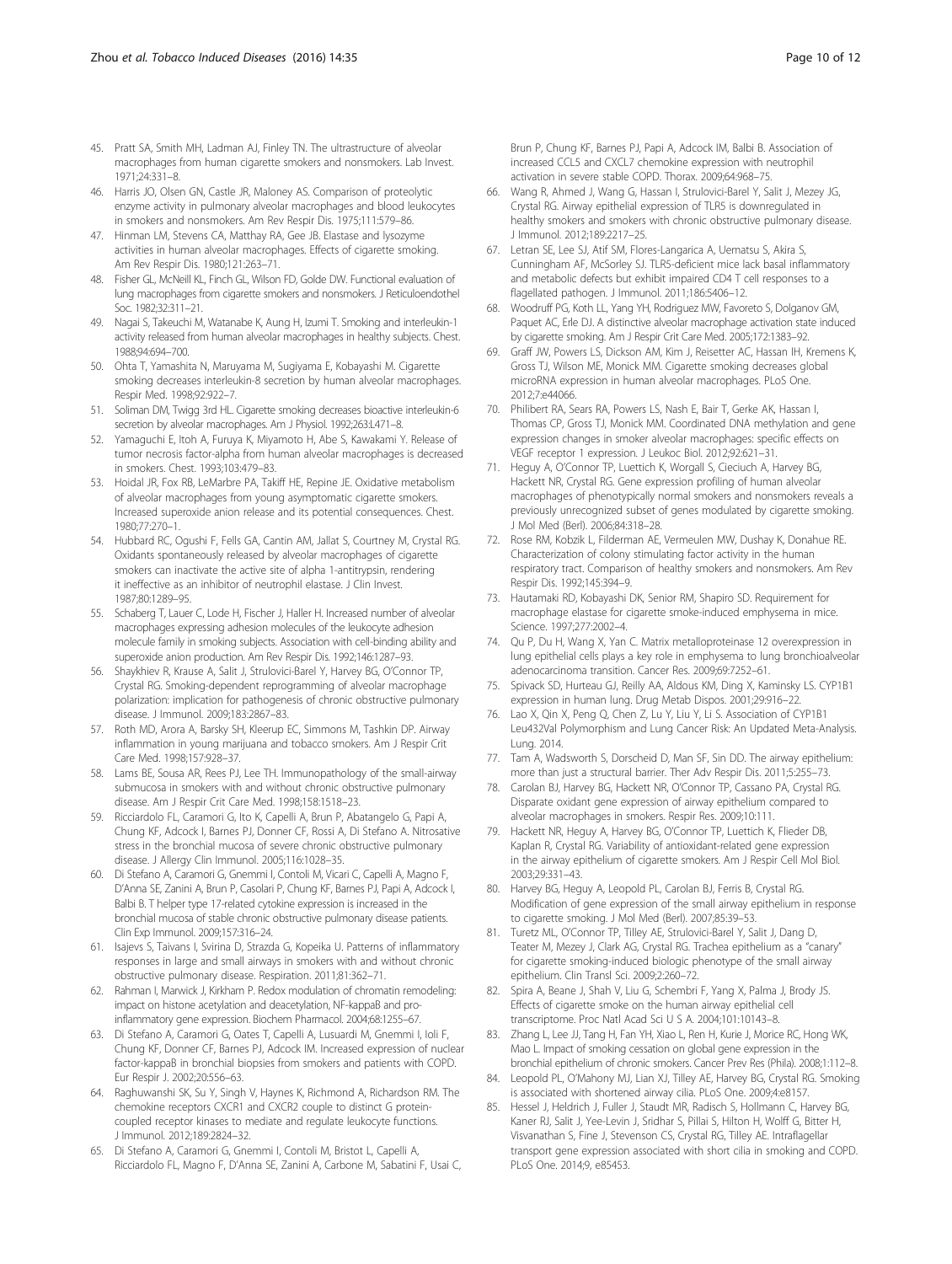45. Pratt SA, Smith MH, Ladman AJ, Finley TN. The ultrastructure of alveolar macrophages from human cigarette smokers and nonsmokers. Lab Invest. 1971;24:331–8.
46. Harris JO, Olsen GN, Castle JR, Maloney AS. Comparison of proteolytic enzyme activity in pulmonary alveolar macrophages and blood leukocytes in smokers and nonsmokers. Am Rev Respir Dis. 1975;111:579–86.
47. Hinman LM, Stevens CA, Matthay RA, Gee JB. Elastase and lysozyme activities in human alveolar macrophages. Effects of cigarette smoking. Am Rev Respir Dis. 1980;121:263–71.
48. Fisher GL, McNeill KL, Finch GL, Wilson FD, Golde DW. Functional evaluation of lung macrophages from cigarette smokers and nonsmokers. J Reticuloendothel Soc. 1982;32:311–21.
49. Nagai S, Takeuchi M, Watanabe K, Aung H, Izumi T. Smoking and interleukin-1 activity released from human alveolar macrophages in healthy subjects. Chest. 1988;94:694–700.
50. Ohta T, Yamashita N, Maruyama M, Sugiyama E, Kobayashi M. Cigarette smoking decreases interleukin-8 secretion by human alveolar macrophages. Respir Med. 1998;92:922–7.
51. Soliman DM, Twigg 3rd HL. Cigarette smoking decreases bioactive interleukin-6 secretion by alveolar macrophages. Am J Physiol. 1992;263:L471–8.
52. Yamaguchi E, Itoh A, Furuya K, Miyamoto H, Abe S, Kawakami Y. Release of tumor necrosis factor-alpha from human alveolar macrophages is decreased in smokers. Chest. 1993;103:479–83.
53. Hoidal JR, Fox RB, LeMarbre PA, Takiff HE, Repine JE. Oxidative metabolism of alveolar macrophages from young asymptomatic cigarette smokers. Increased superoxide anion release and its potential consequences. Chest. 1980;77:270–1.
54. Hubbard RC, Ogushi F, Fells GA, Cantin AM, Jallat S, Courtney M, Crystal RG. Oxidants spontaneously released by alveolar macrophages of cigarette smokers can inactivate the active site of alpha 1-antitrypsin, rendering it ineffective as an inhibitor of neutrophil elastase. J Clin Invest. 1987;80:1289–95.
55. Schaberg T, Lauer C, Lode H, Fischer J, Haller H. Increased number of alveolar macrophages expressing adhesion molecules of the leukocyte adhesion molecule family in smoking subjects. Association with cell-binding ability and superoxide anion production. Am Rev Respir Dis. 1992;146:1287–93.
56. Shaykhiev R, Krause A, Salit J, Strulovici-Barel Y, Harvey BG, O'Connor TP, Crystal RG. Smoking-dependent reprogramming of alveolar macrophage polarization: implication for pathogenesis of chronic obstructive pulmonary disease. J Immunol. 2009;183:2867–83.
57. Roth MD, Arora A, Barsky SH, Kleerup EC, Simmons M, Tashkin DP. Airway inflammation in young marijuana and tobacco smokers. Am J Respir Crit Care Med. 1998;157:928–37.
58. Lams BE, Sousa AR, Rees PJ, Lee TH. Immunopathology of the small-airway submucosa in smokers with and without chronic obstructive pulmonary disease. Am J Respir Crit Care Med. 1998;158:1518–23.
59. Ricciardolo FL, Caramori G, Ito K, Capelli A, Brun P, Abatangelo G, Papi A, Chung KF, Adcock I, Barnes PJ, Donner CF, Rossi A, Di Stefano A. Nitrosative stress in the bronchial mucosa of severe chronic obstructive pulmonary disease. J Allergy Clin Immunol. 2005;116:1028–35.
60. Di Stefano A, Caramori G, Gnemmi I, Contoli M, Vicari C, Capelli A, Magno F, D'Anna SE, Zanini A, Brun P, Casolari P, Chung KF, Barnes PJ, Papi A, Adcock I, Balbi B. T helper type 17-related cytokine expression is increased in the bronchial mucosa of stable chronic obstructive pulmonary disease patients. Clin Exp Immunol. 2009;157:316–24.
61. Isajevs S, Taivans I, Svirina D, Strazda G, Kopeika U. Patterns of inflammatory responses in large and small airways in smokers with and without chronic obstructive pulmonary disease. Respiration. 2011;81:362–71.
62. Rahman I, Marwick J, Kirkham P. Redox modulation of chromatin remodeling: impact on histone acetylation and deacetylation, NF-kappaB and pro-inflammatory gene expression. Biochem Pharmacol. 2004;68:1255–67.
63. Di Stefano A, Caramori G, Oates T, Capelli A, Lusuardi M, Gnemmi I, Ioli F, Chung KF, Donner CF, Barnes PJ, Adcock IM. Increased expression of nuclear factor-kappaB in bronchial biopsies from smokers and patients with COPD. Eur Respir J. 2002;20:556–63.
64. Raghuwanshi SK, Su Y, Singh V, Haynes K, Richmond A, Richardson RM. The chemokine receptors CXCR1 and CXCR2 couple to distinct G protein-coupled receptor kinases to mediate and regulate leukocyte functions. J Immunol. 2012;189:2824–32.
65. Di Stefano A, Caramori G, Gnemmi I, Contoli M, Bristot L, Capelli A, Ricciardolo FL, Magno F, D'Anna SE, Zanini A, Carbone M, Sabatini F, Usai C, Brun P, Chung KF, Barnes PJ, Papi A, Adcock IM, Balbi B. Association of increased CCL5 and CXCL7 chemokine expression with neutrophil activation in severe stable COPD. Thorax. 2009;64:968–75.
66. Wang R, Ahmed J, Wang G, Hassan I, Strulovici-Barel Y, Salit J, Mezey JG, Crystal RG. Airway epithelial expression of TLR5 is downregulated in healthy smokers and smokers with chronic obstructive pulmonary disease. J Immunol. 2012;189:2217–25.
67. Letran SE, Lee SJ, Atif SM, Flores-Langarica A, Uematsu S, Akira S, Cunningham AF, McSorley SJ. TLR5-deficient mice lack basal inflammatory and metabolic defects but exhibit impaired CD4 T cell responses to a flagellated pathogen. J Immunol. 2011;186:5406–12.
68. Woodruff PG, Koth LL, Yang YH, Rodriguez MW, Favoreto S, Dolganov GM, Paquet AC, Erle DJ. A distinctive alveolar macrophage activation state induced by cigarette smoking. Am J Respir Crit Care Med. 2005;172:1383–92.
69. Graff JW, Powers LS, Dickson AM, Kim J, Reisetter AC, Hassan IH, Kremens K, Gross TJ, Wilson ME, Monick MM. Cigarette smoking decreases global microRNA expression in human alveolar macrophages. PLoS One. 2012;7:e44066.
70. Philibert RA, Sears RA, Powers LS, Nash E, Bair T, Gerke AK, Hassan I, Thomas CP, Gross TJ, Monick MM. Coordinated DNA methylation and gene expression changes in smoker alveolar macrophages: specific effects on VEGF receptor 1 expression. J Leukoc Biol. 2012;92:621–31.
71. Heguy A, O'Connor TP, Luettich K, Worgall S, Cieciuch A, Harvey BG, Hackett NR, Crystal RG. Gene expression profiling of human alveolar macrophages of phenotypically normal smokers and nonsmokers reveals a previously unrecognized subset of genes modulated by cigarette smoking. J Mol Med (Berl). 2006;84:318–28.
72. Rose RM, Kobzik L, Filderman AE, Vermeulen MW, Dushay K, Donahue RE. Characterization of colony stimulating factor activity in the human respiratory tract. Comparison of healthy smokers and nonsmokers. Am Rev Respir Dis. 1992;145:394–9.
73. Hautamaki RD, Kobayashi DK, Senior RM, Shapiro SD. Requirement for macrophage elastase for cigarette smoke-induced emphysema in mice. Science. 1997;277:2002–4.
74. Qu P, Du H, Wang X, Yan C. Matrix metalloproteinase 12 overexpression in lung epithelial cells plays a key role in emphysema to lung bronchioalveolar adenocarcinoma transition. Cancer Res. 2009;69:7252–61.
75. Spivack SD, Hurteau GJ, Reilly AA, Aldous KM, Ding X, Kaminsky LS. CYP1B1 expression in human lung. Drug Metab Dispos. 2001;29:916–22.
76. Lao X, Qin X, Peng Q, Chen Z, Lu Y, Liu Y, Li S. Association of CYP1B1 Leu432Val Polymorphism and Lung Cancer Risk: An Updated Meta-Analysis. Lung. 2014.
77. Tam A, Wadsworth S, Dorscheid D, Man SF, Sin DD. The airway epithelium: more than just a structural barrier. Ther Adv Respir Dis. 2011;5:255–73.
78. Carolan BJ, Harvey BG, Hackett NR, O'Connor TP, Cassano PA, Crystal RG. Disparate oxidant gene expression of airway epithelium compared to alveolar macrophages in smokers. Respir Res. 2009;10:111.
79. Hackett NR, Heguy A, Harvey BG, O'Connor TP, Luettich K, Flieder DB, Kaplan R, Crystal RG. Variability of antioxidant-related gene expression in the airway epithelium of cigarette smokers. Am J Respir Cell Mol Biol. 2003;29:331–43.
80. Harvey BG, Heguy A, Leopold PL, Carolan BJ, Ferris B, Crystal RG. Modification of gene expression of the small airway epithelium in response to cigarette smoking. J Mol Med (Berl). 2007;85:39–53.
81. Turetz ML, O'Connor TP, Tilley AE, Strulovici-Barel Y, Salit J, Dang D, Teater M, Mezey J, Clark AG, Crystal RG. Trachea epithelium as a "canary" for cigarette smoking-induced biologic phenotype of the small airway epithelium. Clin Transl Sci. 2009;2:260–72.
82. Spira A, Beane J, Shah V, Liu G, Schembri F, Yang X, Palma J, Brody JS. Effects of cigarette smoke on the human airway epithelial cell transcriptome. Proc Natl Acad Sci U S A. 2004;101:10143–8.
83. Zhang L, Lee JJ, Tang H, Fan YH, Xiao L, Ren H, Kurie J, Morice RC, Hong WK, Mao L. Impact of smoking cessation on global gene expression in the bronchial epithelium of chronic smokers. Cancer Prev Res (Phila). 2008;1:112–8.
84. Leopold PL, O'Mahony MJ, Lian XJ, Tilley AE, Harvey BG, Crystal RG. Smoking is associated with shortened airway cilia. PLoS One. 2009;4:e8157.
85. Hessel J, Heldrich J, Fuller J, Staudt MR, Radisch S, Hollmann C, Harvey BG, Kaner RJ, Salit J, Yee-Levin J, Sridhar S, Pillai S, Hilton H, Wolff G, Bitter H, Visvanathan S, Fine J, Stevenson CS, Crystal RG, Tilley AE. Intraflagellar transport gene expression associated with short cilia in smoking and COPD. PLoS One. 2014;9, e85453.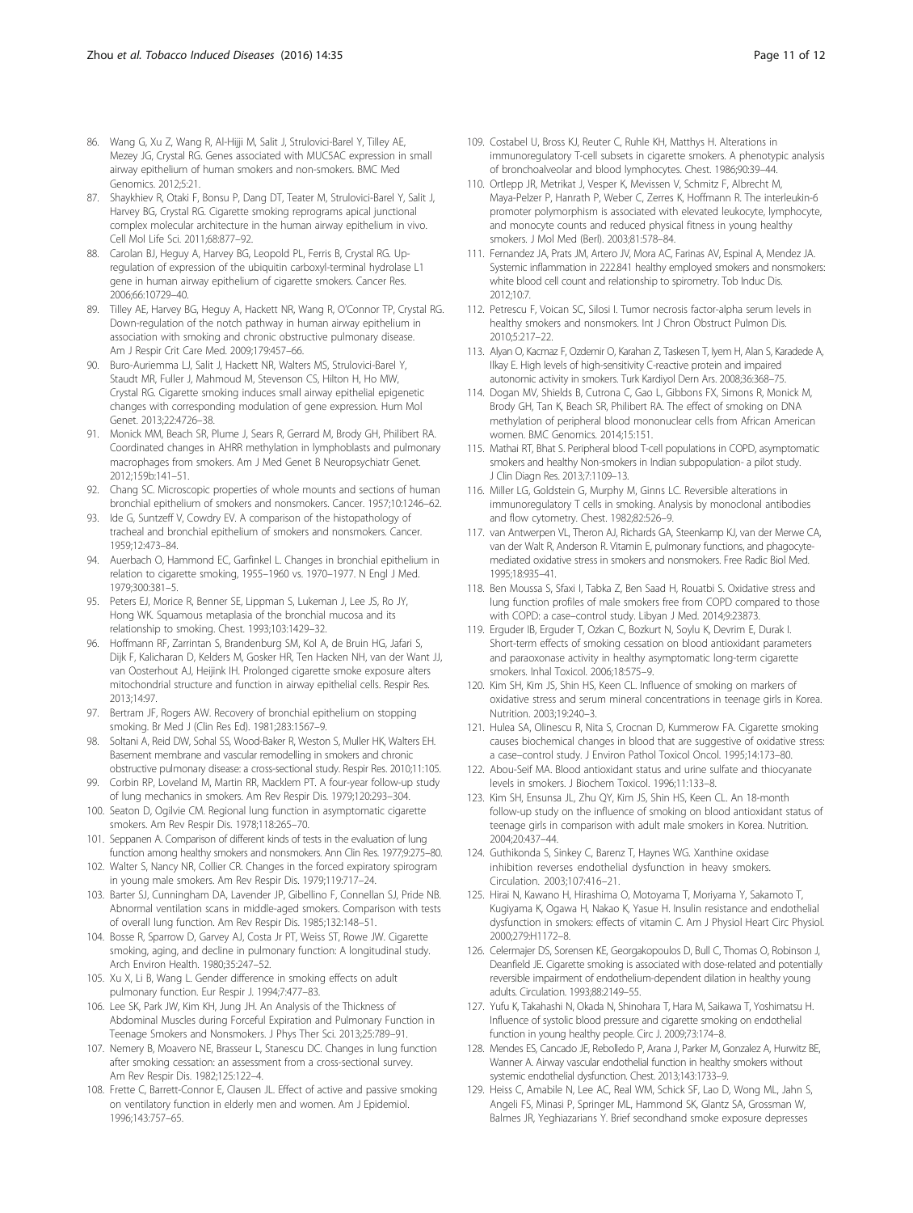86. Wang G, Xu Z, Wang R, Al-Hijji M, Salit J, Strulovici-Barel Y, Tilley AE, Mezey JG, Crystal RG. Genes associated with MUC5AC expression in small airway epithelium of human smokers and non-smokers. BMC Med Genomics. 2012;5:21.
87. Shaykhiev R, Otaki F, Bonsu P, Dang DT, Teater M, Strulovici-Barel Y, Salit J, Harvey BG, Crystal RG. Cigarette smoking reprograms apical junctional complex molecular architecture in the human airway epithelium in vivo. Cell Mol Life Sci. 2011;68:877–92.
88. Carolan BJ, Heguy A, Harvey BG, Leopold PL, Ferris B, Crystal RG. Up-regulation of expression of the ubiquitin carboxyl-terminal hydrolase L1 gene in human airway epithelium of cigarette smokers. Cancer Res. 2006;66:10729–40.
89. Tilley AE, Harvey BG, Heguy A, Hackett NR, Wang R, O'Connor TP, Crystal RG. Down-regulation of the notch pathway in human airway epithelium in association with smoking and chronic obstructive pulmonary disease. Am J Respir Crit Care Med. 2009;179:457–66.
90. Buro-Auriemma LJ, Salit J, Hackett NR, Walters MS, Strulovici-Barel Y, Staudt MR, Fuller J, Mahmoud M, Stevenson CS, Hilton H, Ho MW, Crystal RG. Cigarette smoking induces small airway epithelial epigenetic changes with corresponding modulation of gene expression. Hum Mol Genet. 2013;22:4726–38.
91. Monick MM, Beach SR, Plume J, Sears R, Gerrard M, Brody GH, Philibert RA. Coordinated changes in AHRR methylation in lymphoblasts and pulmonary macrophages from smokers. Am J Med Genet B Neuropsychiatr Genet. 2012;159b:141–51.
92. Chang SC. Microscopic properties of whole mounts and sections of human bronchial epithelium of smokers and nonsmokers. Cancer. 1957;10:1246–62.
93. Ide G, Suntzeff V, Cowdry EV. A comparison of the histopathology of tracheal and bronchial epithelium of smokers and nonsmokers. Cancer. 1959;12:473–84.
94. Auerbach O, Hammond EC, Garfinkel L. Changes in bronchial epithelium in relation to cigarette smoking, 1955–1960 vs. 1970–1977. N Engl J Med. 1979;300:381–5.
95. Peters EJ, Morice R, Benner SE, Lippman S, Lukeman J, Lee JS, Ro JY, Hong WK. Squamous metaplasia of the bronchial mucosa and its relationship to smoking. Chest. 1993;103:1429–32.
96. Hoffmann RF, Zarrintan S, Brandenburg SM, Kol A, de Bruin HG, Jafari S, Dijk F, Kalicharan D, Kelders M, Gosker HR, Ten Hacken NH, van der Want JJ, van Oosterhout AJ, Heijink IH. Prolonged cigarette smoke exposure alters mitochondrial structure and function in airway epithelial cells. Respir Res. 2013;14:97.
97. Bertram JF, Rogers AW. Recovery of bronchial epithelium on stopping smoking. Br Med J (Clin Res Ed). 1981;283:1567–9.
98. Soltani A, Reid DW, Sohal SS, Wood-Baker R, Weston S, Muller HK, Walters EH. Basement membrane and vascular remodelling in smokers and chronic obstructive pulmonary disease: a cross-sectional study. Respir Res. 2010;11:105.
99. Corbin RP, Loveland M, Martin RR, Macklem PT. A four-year follow-up study of lung mechanics in smokers. Am Rev Respir Dis. 1979;120:293–304.
100. Seaton D, Ogilvie CM. Regional lung function in asymptomatic cigarette smokers. Am Rev Respir Dis. 1978;118:265–70.
101. Seppanen A. Comparison of different kinds of tests in the evaluation of lung function among healthy smokers and nonsmokers. Ann Clin Res. 1977;9:275–80.
102. Walter S, Nancy NR, Collier CR. Changes in the forced expiratory spirogram in young male smokers. Am Rev Respir Dis. 1979;119:717–24.
103. Barter SJ, Cunningham DA, Lavender JP, Gibellino F, Connellan SJ, Pride NB. Abnormal ventilation scans in middle-aged smokers. Comparison with tests of overall lung function. Am Rev Respir Dis. 1985;132:148–51.
104. Bosse R, Sparrow D, Garvey AJ, Costa Jr PT, Weiss ST, Rowe JW. Cigarette smoking, aging, and decline in pulmonary function: A longitudinal study. Arch Environ Health. 1980;35:247–52.
105. Xu X, Li B, Wang L. Gender difference in smoking effects on adult pulmonary function. Eur Respir J. 1994;7:477–83.
106. Lee SK, Park JW, Kim KH, Jung JH. An Analysis of the Thickness of Abdominal Muscles during Forceful Expiration and Pulmonary Function in Teenage Smokers and Nonsmokers. J Phys Ther Sci. 2013;25:789–91.
107. Nemery B, Moavero NE, Brasseur L, Stanescu DC. Changes in lung function after smoking cessation: an assessment from a cross-sectional survey. Am Rev Respir Dis. 1982;125:122–4.
108. Frette C, Barrett-Connor E, Clausen JL. Effect of active and passive smoking on ventilatory function in elderly men and women. Am J Epidemiol. 1996;143:757–65.
109. Costabel U, Bross KJ, Reuter C, Ruhle KH, Matthys H. Alterations in immunoregulatory T-cell subsets in cigarette smokers. A phenotypic analysis of bronchoalveolar and blood lymphocytes. Chest. 1986;90:39–44.
110. Ortlepp JR, Metrikat J, Vesper K, Mevissen V, Schmitz F, Albrecht M, Maya-Pelzer P, Hanrath P, Weber C, Zerres K, Hoffmann R. The interleukin-6 promoter polymorphism is associated with elevated leukocyte, lymphocyte, and monocyte counts and reduced physical fitness in young healthy smokers. J Mol Med (Berl). 2003;81:578–84.
111. Fernandez JA, Prats JM, Artero JV, Mora AC, Farinas AV, Espinal A, Mendez JA. Systemic inflammation in 222.841 healthy employed smokers and nonsmokers: white blood cell count and relationship to spirometry. Tob Induc Dis. 2012;10:7.
112. Petrescu F, Voican SC, Silosi I. Tumor necrosis factor-alpha serum levels in healthy smokers and nonsmokers. Int J Chron Obstruct Pulmon Dis. 2010;5:217–22.
113. Alyan O, Kacmaz F, Ozdemir O, Karahan Z, Taskesen T, Iyem H, Alan S, Karadede A, Ilkay E. High levels of high-sensitivity C-reactive protein and impaired autonomic activity in smokers. Turk Kardiyol Dern Ars. 2008;36:368–75.
114. Dogan MV, Shields B, Cutrona C, Gao L, Gibbons FX, Simons R, Monick M, Brody GH, Tan K, Beach SR, Philibert RA. The effect of smoking on DNA methylation of peripheral blood mononuclear cells from African American women. BMC Genomics. 2014;15:151.
115. Mathai RT, Bhat S. Peripheral blood T-cell populations in COPD, asymptomatic smokers and healthy Non-smokers in Indian subpopulation- a pilot study. J Clin Diagn Res. 2013;7:1109–13.
116. Miller LG, Goldstein G, Murphy M, Ginns LC. Reversible alterations in immunoregulatory T cells in smoking. Analysis by monoclonal antibodies and flow cytometry. Chest. 1982;82:526–9.
117. van Antwerpen VL, Theron AJ, Richards GA, Steenkamp KJ, van der Merwe CA, van der Walt R, Anderson R. Vitamin E, pulmonary functions, and phagocyte-mediated oxidative stress in smokers and nonsmokers. Free Radic Biol Med. 1995;18:935–41.
118. Ben Moussa S, Sfaxi I, Tabka Z, Ben Saad H, Rouatbi S. Oxidative stress and lung function profiles of male smokers free from COPD compared to those with COPD: a case–control study. Libyan J Med. 2014;9:23873.
119. Erguder IB, Erguder T, Ozkan C, Bozkurt N, Soylu K, Devrim E, Durak I. Short-term effects of smoking cessation on blood antioxidant parameters and paraoxonase activity in healthy asymptomatic long-term cigarette smokers. Inhal Toxicol. 2006;18:575–9.
120. Kim SH, Kim JS, Shin HS, Keen CL. Influence of smoking on markers of oxidative stress and serum mineral concentrations in teenage girls in Korea. Nutrition. 2003;19:240–3.
121. Hulea SA, Olinescu R, Nita S, Crocnan D, Kummerow FA. Cigarette smoking causes biochemical changes in blood that are suggestive of oxidative stress: a case–control study. J Environ Pathol Toxicol Oncol. 1995;14:173–80.
122. Abou-Seif MA. Blood antioxidant status and urine sulfate and thiocyanate levels in smokers. J Biochem Toxicol. 1996;11:133–8.
123. Kim SH, Ensunsa JL, Zhu QY, Kim JS, Shin HS, Keen CL. An 18-month follow-up study on the influence of smoking on blood antioxidant status of teenage girls in comparison with adult male smokers in Korea. Nutrition. 2004;20:437–44.
124. Guthikonda S, Sinkey C, Barenz T, Haynes WG. Xanthine oxidase inhibition reverses endothelial dysfunction in heavy smokers. Circulation. 2003;107:416–21.
125. Hirai N, Kawano H, Hirashima O, Motoyama T, Moriyama Y, Sakamoto T, Kugiyama K, Ogawa H, Nakao K, Yasue H. Insulin resistance and endothelial dysfunction in smokers: effects of vitamin C. Am J Physiol Heart Circ Physiol. 2000;279:H1172–8.
126. Celermajer DS, Sorensen KE, Georgakopoulos D, Bull C, Thomas O, Robinson J, Deanfield JE. Cigarette smoking is associated with dose-related and potentially reversible impairment of endothelium-dependent dilation in healthy young adults. Circulation. 1993;88:2149–55.
127. Yufu K, Takahashi N, Okada N, Shinohara T, Hara M, Saikawa T, Yoshimatsu H. Influence of systolic blood pressure and cigarette smoking on endothelial function in young healthy people. Circ J. 2009;73:174–8.
128. Mendes ES, Cancado JE, Rebolledo P, Arana J, Parker M, Gonzalez A, Hurwitz BE, Wanner A. Airway vascular endothelial function in healthy smokers without systemic endothelial dysfunction. Chest. 2013;143:1733–9.
129. Heiss C, Amabile N, Lee AC, Real WM, Schick SF, Lao D, Wong ML, Jahn S, Angeli FS, Minasi P, Springer ML, Hammond SK, Glantz SA, Grossman W, Balmes JR, Yeghiazarians Y. Brief secondhand smoke exposure depresses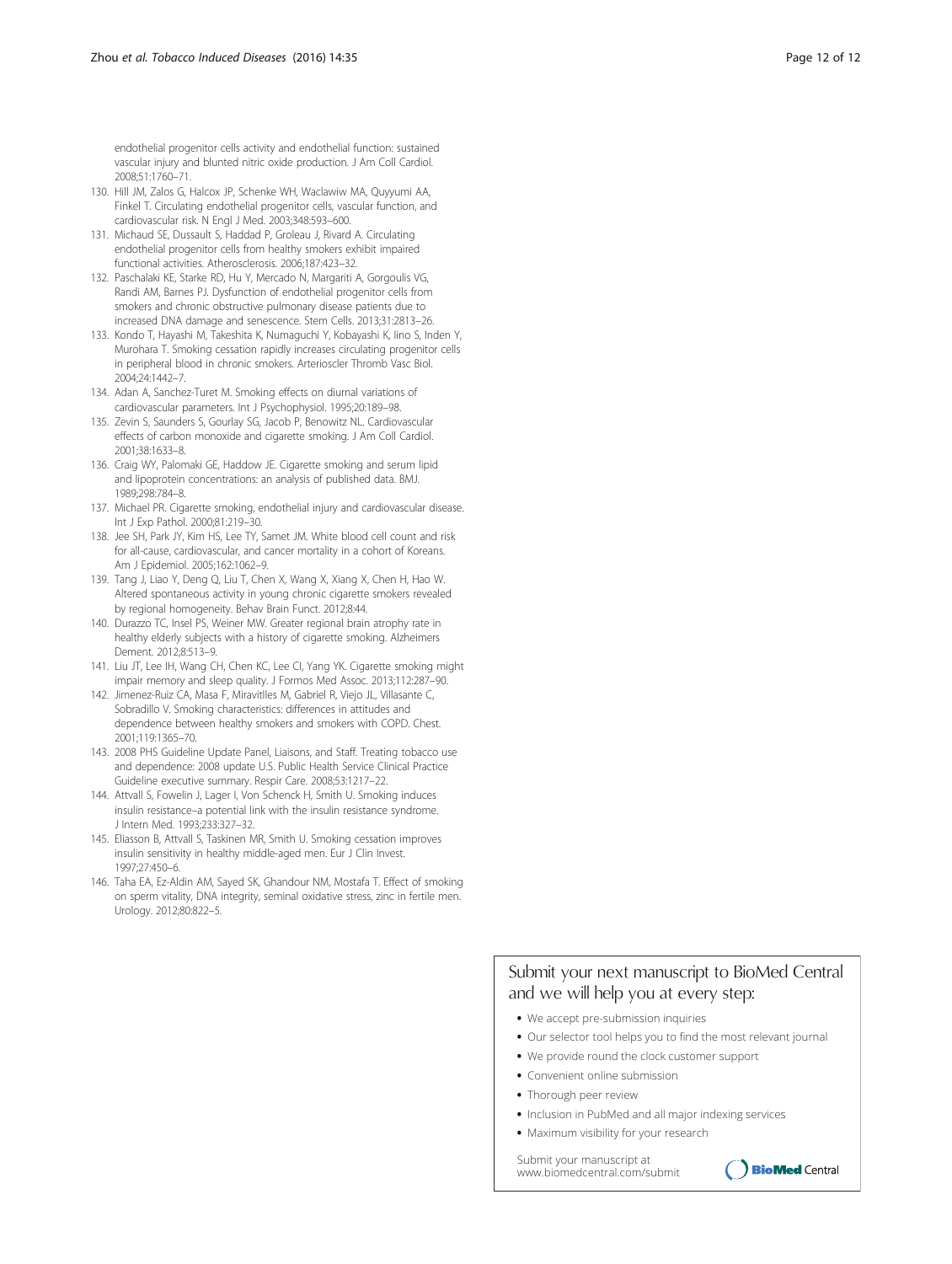endothelial progenitor cells activity and endothelial function: sustained vascular injury and blunted nitric oxide production. J Am Coll Cardiol. 2008;51:1760–71.

130. Hill JM, Zalos G, Halcox JP, Schenke WH, Waclawiw MA, Quyyumi AA, Finkel T. Circulating endothelial progenitor cells, vascular function, and cardiovascular risk. N Engl J Med. 2003;348:593–600.
131. Michaud SE, Dussault S, Haddad P, Groleau J, Rivard A. Circulating endothelial progenitor cells from healthy smokers exhibit impaired functional activities. Atherosclerosis. 2006;187:423–32.
132. Paschalaki KE, Starke RD, Hu Y, Mercado N, Margariti A, Gorgoulis VG, Randi AM, Barnes PJ. Dysfunction of endothelial progenitor cells from smokers and chronic obstructive pulmonary disease patients due to increased DNA damage and senescence. Stem Cells. 2013;31:2813–26.
133. Kondo T, Hayashi M, Takeshita K, Numaguchi Y, Kobayashi K, Iino S, Inden Y, Murohara T. Smoking cessation rapidly increases circulating progenitor cells in peripheral blood in chronic smokers. Arterioscler Thromb Vasc Biol. 2004;24:1442–7.
134. Adan A, Sanchez-Turet M. Smoking effects on diurnal variations of cardiovascular parameters. Int J Psychophysiol. 1995;20:189–98.
135. Zevin S, Saunders S, Gourlay SG, Jacob P, Benowitz NL. Cardiovascular effects of carbon monoxide and cigarette smoking. J Am Coll Cardiol. 2001;38:1633–8.
136. Craig WY, Palomaki GE, Haddow JE. Cigarette smoking and serum lipid and lipoprotein concentrations: an analysis of published data. BMJ. 1989;298:784–8.
137. Michael PR. Cigarette smoking, endothelial injury and cardiovascular disease. Int J Exp Pathol. 2000;81:219–30.
138. Jee SH, Park JY, Kim HS, Lee TY, Samet JM. White blood cell count and risk for all-cause, cardiovascular, and cancer mortality in a cohort of Koreans. Am J Epidemiol. 2005;162:1062–9.
139. Tang J, Liao Y, Deng Q, Liu T, Chen X, Wang X, Xiang X, Chen H, Hao W. Altered spontaneous activity in young chronic cigarette smokers revealed by regional homogeneity. Behav Brain Funct. 2012;8:44.
140. Durazzo TC, Insel PS, Weiner MW. Greater regional brain atrophy rate in healthy elderly subjects with a history of cigarette smoking. Alzheimers Dement. 2012;8:513–9.
141. Liu JT, Lee IH, Wang CH, Chen KC, Lee CI, Yang YK. Cigarette smoking might impair memory and sleep quality. J Formos Med Assoc. 2013;112:287–90.
142. Jimenez-Ruiz CA, Masa F, Miravitlles M, Gabriel R, Viejo JL, Villasante C, Sobradillo V. Smoking characteristics: differences in attitudes and dependence between healthy smokers and smokers with COPD. Chest. 2001;119:1365–70.
143. 2008 PHS Guideline Update Panel, Liaisons, and Staff. Treating tobacco use and dependence: 2008 update U.S. Public Health Service Clinical Practice Guideline executive summary. Respir Care. 2008;53:1217–22.
144. Attvall S, Fowelin J, Lager I, Von Schenck H, Smith U. Smoking induces insulin resistance–a potential link with the insulin resistance syndrome. J Intern Med. 1993;233:327–32.
145. Eliasson B, Attvall S, Taskinen MR, Smith U. Smoking cessation improves insulin sensitivity in healthy middle-aged men. Eur J Clin Invest. 1997;27:450–6.
146. Taha EA, Ez-Aldin AM, Sayed SK, Ghandour NM, Mostafa T. Effect of smoking on sperm vitality, DNA integrity, seminal oxidative stress, zinc in fertile men. Urology. 2012;80:822–5.

Submit your next manuscript to BioMed Central and we will help you at every step:

- We accept pre-submission inquiries
- Our selector tool helps you to find the most relevant journal
- We provide round the clock customer support
- Convenient online submission
- Thorough peer review
- Inclusion in PubMed and all major indexing services
- Maximum visibility for your research

Submit your manuscript at www.biomedcentral.com/submit

BioMed Central